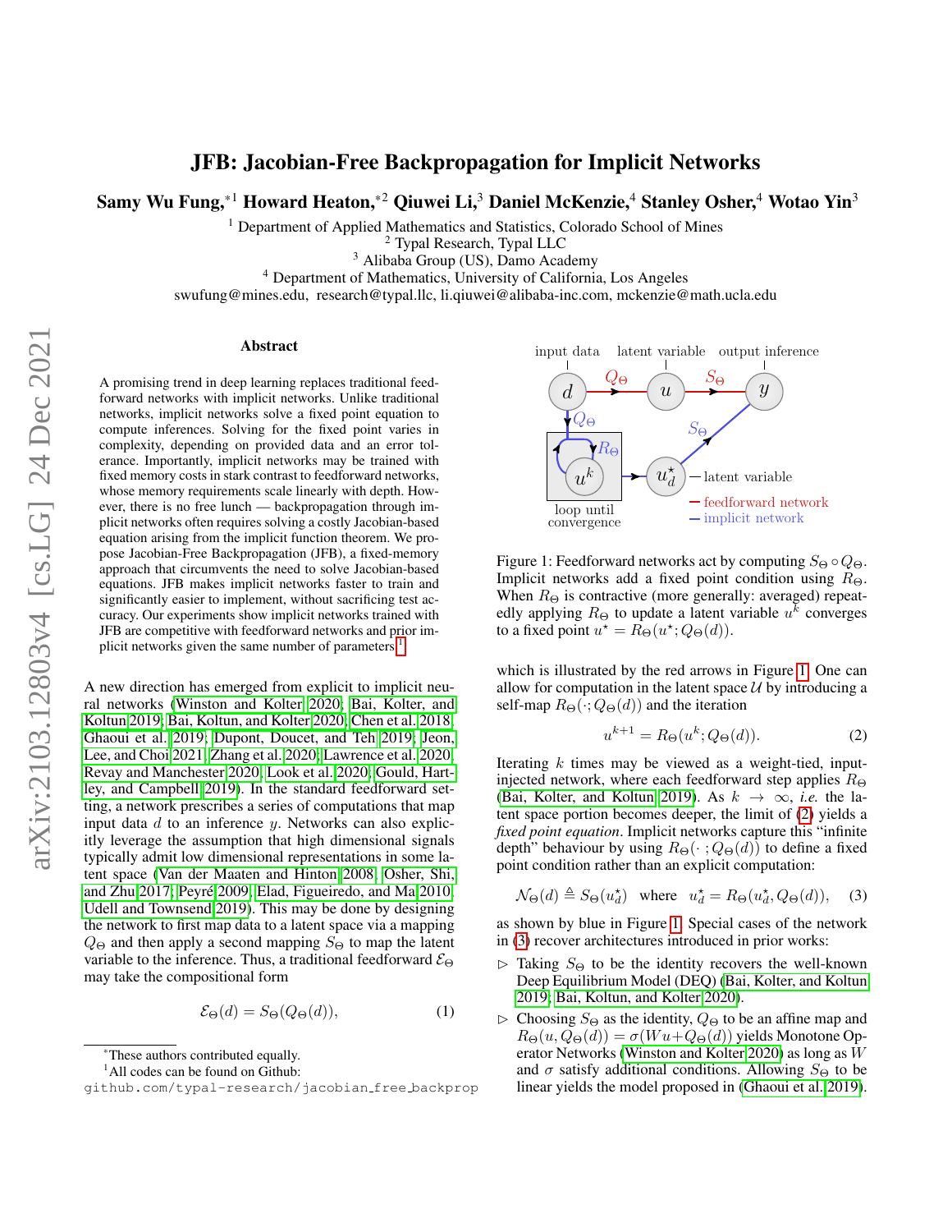# JFB: Jacobian-Free Backpropagation for Implicit Networks

**Samy Wu Fung,*[1] Howard Heaton,*[2] Qiuwei Li,[3] Daniel McKenzie,[4] Stanley Osher,[4] Wotao Yin[3]**

[1] Department of Applied Mathematics and Statistics, Colorado School of Mines
[2] Typal Research, Typal LLC
[3] Alibaba Group (US), Damo Academy
[4] Department of Mathematics, University of California, Los Angeles
swufung@mines.edu, research@typal.llc, li.qiuwei@alibaba-inc.com, mckenzie@math.ucla.edu

## Abstract

A promising trend in deep learning replaces traditional feedforward networks with implicit networks. Unlike traditional networks, implicit networks solve a fixed point equation to compute inferences. Solving for the fixed point varies in complexity, depending on provided data and an error tolerance. Importantly, implicit networks may be trained with fixed memory costs in stark contrast to feedforward networks, whose memory requirements scale linearly with depth. However, there is no free lunch — backpropagation through implicit networks often requires solving a costly Jacobian-based equation arising from the implicit function theorem. We propose Jacobian-Free Backpropagation (JFB), a fixed-memory approach that circumvents the need to solve Jacobian-based equations. JFB makes implicit networks faster to train and significantly easier to implement, without sacrificing test accuracy. Our experiments show implicit networks trained with JFB are competitive with feedforward networks and prior implicit networks given the same number of parameters.[1]

A new direction has emerged from explicit to implicit neural networks (Winston and Kolter 2020; Bai, Kolter, and Koltun 2019; Bai, Koltun, and Kolter 2020; Chen et al. 2018; Ghaoui et al. 2019; Dupont, Doucet, and Teh 2019; Jeon, Lee, and Choi 2021; Zhang et al. 2020; Lawrence et al. 2020; Revay and Manchester 2020; Look et al. 2020; Gould, Hartley, and Campbell 2019). In the standard feedforward setting, a network prescribes a series of computations that map input data $d$ to an inference $y$. Networks can also explicitly leverage the assumption that high dimensional signals typically admit low dimensional representations in some latent space (Van der Maaten and Hinton 2008; Osher, Shi, and Zhu 2017; Peyré 2009; Elad, Figueiredo, and Ma 2010; Udell and Townsend 2019). This may be done by designing the network to first map data to a latent space via a mapping $Q_\Theta$ and then apply a second mapping $S_\Theta$ to map the latent variable to the inference. Thus, a traditional feedforward $\mathcal{E}_\Theta$ may take the compositional form

$$\mathcal{E}_\Theta(d) = S_\Theta(Q_\Theta(d)), \tag{1}$$

which is illustrated by the red arrows in Figure 1. One can allow for computation in the latent space $\mathcal{U}$ by introducing a self-map $R_\Theta(\cdot; Q_\Theta(d))$ and the iteration

$$u^{k+1} = R_\Theta(u^k; Q_\Theta(d)). \tag{2}$$

Iterating $k$ times may be viewed as a weight-tied, input-injected network, where each feedforward step applies $R_\Theta$ (Bai, Kolter, and Koltun 2019). As $k \to \infty$, *i.e.* the latent space portion becomes deeper, the limit of (2) yields a *fixed point equation*. Implicit networks capture this "infinite depth" behaviour by using $R_\Theta(\cdot\,; Q_\Theta(d))$ to define a fixed point condition rather than an explicit computation:

$$\mathcal{N}_\Theta(d) \triangleq S_\Theta(u_d^\star) \quad \text{where} \quad u_d^\star = R_\Theta(u_d^\star, Q_\Theta(d)), \tag{3}$$

as shown by blue in Figure 1. Special cases of the network in (3) recover architectures introduced in prior works:

- ▷ Taking $S_\Theta$ to be the identity recovers the well-known Deep Equilibrium Model (DEQ) (Bai, Kolter, and Koltun 2019; Bai, Koltun, and Kolter 2020).
- ▷ Choosing $S_\Theta$ as the identity, $Q_\Theta$ to be an affine map and $R_\Theta(u, Q_\Theta(d)) = \sigma(Wu + Q_\Theta(d))$ yields Monotone Operator Networks (Winston and Kolter 2020) as long as $W$ and $\sigma$ satisfy additional conditions. Allowing $S_\Theta$ to be linear yields the model proposed in (Ghaoui et al. 2019).

Figure 1: Feedforward networks act by computing $S_\Theta \circ Q_\Theta$. Implicit networks add a fixed point condition using $R_\Theta$. When $R_\Theta$ is contractive (more generally: averaged) repeatedly applying $R_\Theta$ to update a latent variable $u^k$ converges to a fixed point $u^\star = R_\Theta(u^\star; Q_\Theta(d))$.

*These authors contributed equally.

[1] All codes can be found on Github: github.com/typal-research/jacobian_free_backprop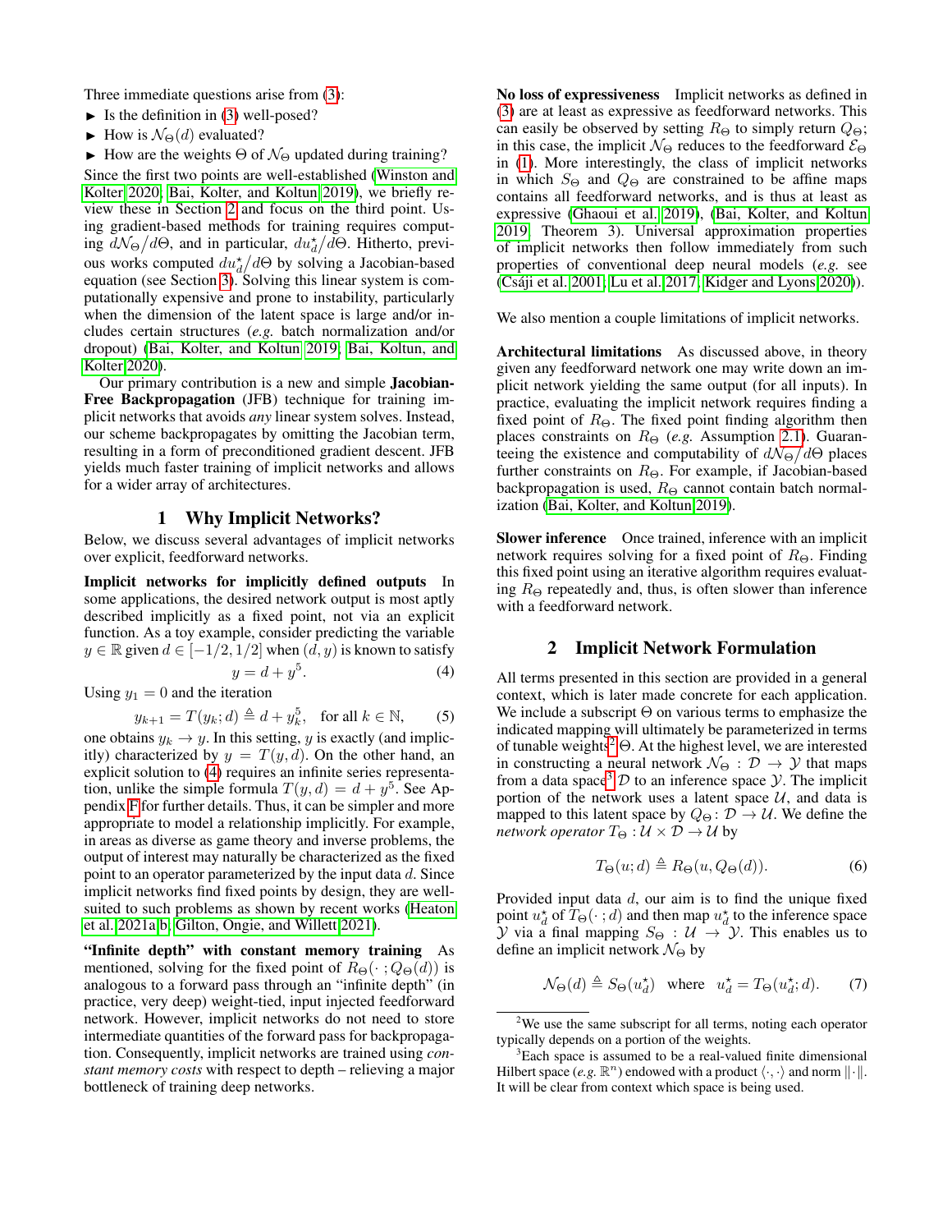Three immediate questions arise from (3):

► Is the definition in (3) well-posed?

► How is $\mathcal{N}_\Theta(d)$ evaluated?

► How are the weights $\Theta$ of $\mathcal{N}_\Theta$ updated during training?

Since the first two points are well-established (Winston and Kolter 2020; Bai, Kolter, and Koltun 2019), we briefly review these in Section 2 and focus on the third point. Using gradient-based methods for training requires computing $d\mathcal{N}_\Theta/d\Theta$, and in particular, $du_d^\star/d\Theta$. Hitherto, previous works computed $du_d^\star/d\Theta$ by solving a Jacobian-based equation (see Section 3). Solving this linear system is computationally expensive and prone to instability, particularly when the dimension of the latent space is large and/or includes certain structures (*e.g.* batch normalization and/or dropout) (Bai, Kolter, and Koltun 2019; Bai, Koltun, and Kolter 2020).

Our primary contribution is a new and simple **Jacobian-Free Backpropagation** (JFB) technique for training implicit networks that avoids *any* linear system solves. Instead, our scheme backpropagates by omitting the Jacobian term, resulting in a form of preconditioned gradient descent. JFB yields much faster training of implicit networks and allows for a wider array of architectures.

# 1 Why Implicit Networks?

Below, we discuss several advantages of implicit networks over explicit, feedforward networks.

**Implicit networks for implicitly defined outputs** In some applications, the desired network output is most aptly described implicitly as a fixed point, not via an explicit function. As a toy example, consider predicting the variable $y \in \mathbb{R}$ given $d \in [-1/2, 1/2]$ when $(d, y)$ is known to satisfy

$$y = d + y^5. \tag{4}$$

Using $y_1 = 0$ and the iteration

$$y_{k+1} = T(y_k; d) \triangleq d + y_k^5, \quad \text{for all } k \in \mathbb{N}, \tag{5}$$

one obtains $y_k \to y$. In this setting, $y$ is exactly (and implicitly) characterized by $y = T(y, d)$. On the other hand, an explicit solution to (4) requires an infinite series representation, unlike the simple formula $T(y, d) = d + y^5$. See Appendix F for further details. Thus, it can be simpler and more appropriate to model a relationship implicitly. For example, in areas as diverse as game theory and inverse problems, the output of interest may naturally be characterized as the fixed point to an operator parameterized by the input data $d$. Since implicit networks find fixed points by design, they are well-suited to such problems as shown by recent works (Heaton et al. 2021a,b; Gilton, Ongie, and Willett 2021).

**"Infinite depth" with constant memory training** As mentioned, solving for the fixed point of $R_\Theta(\cdot\,; Q_\Theta(d))$ is analogous to a forward pass through an "infinite depth" (in practice, very deep) weight-tied, input injected feedforward network. However, implicit networks do not need to store intermediate quantities of the forward pass for backpropagation. Consequently, implicit networks are trained using *constant memory costs* with respect to depth – relieving a major bottleneck of training deep networks.

**No loss of expressiveness** Implicit networks as defined in (3) are at least as expressive as feedforward networks. This can easily be observed by setting $R_\Theta$ to simply return $Q_\Theta$; in this case, the implicit $\mathcal{N}_\Theta$ reduces to the feedforward $\mathcal{E}_\Theta$ in (1). More interestingly, the class of implicit networks in which $S_\Theta$ and $Q_\Theta$ are constrained to be affine maps contains all feedforward networks, and is thus at least as expressive (Ghaoui et al. 2019), (Bai, Kolter, and Koltun 2019, Theorem 3). Universal approximation properties of implicit networks then follow immediately from such properties of conventional deep neural models (*e.g.* see (Csáji et al. 2001; Lu et al. 2017; Kidger and Lyons 2020)).

We also mention a couple limitations of implicit networks.

**Architectural limitations** As discussed above, in theory given any feedforward network one may write down an implicit network yielding the same output (for all inputs). In practice, evaluating the implicit network requires finding a fixed point of $R_\Theta$. The fixed point finding algorithm then places constraints on $R_\Theta$ (*e.g.* Assumption 2.1). Guaranteeing the existence and computability of $d\mathcal{N}_\Theta/d\Theta$ places further constraints on $R_\Theta$. For example, if Jacobian-based backpropagation is used, $R_\Theta$ cannot contain batch normalization (Bai, Kolter, and Koltun 2019).

**Slower inference** Once trained, inference with an implicit network requires solving for a fixed point of $R_\Theta$. Finding this fixed point using an iterative algorithm requires evaluating $R_\Theta$ repeatedly and, thus, is often slower than inference with a feedforward network.

# 2 Implicit Network Formulation

All terms presented in this section are provided in a general context, which is later made concrete for each application. We include a subscript $\Theta$ on various terms to emphasize the indicated mapping will ultimately be parameterized in terms of tunable weights[2] $\Theta$. At the highest level, we are interested in constructing a neural network $\mathcal{N}_\Theta : \mathcal{D} \to \mathcal{Y}$ that maps from a data space[3] $\mathcal{D}$ to an inference space $\mathcal{Y}$. The implicit portion of the network uses a latent space $\mathcal{U}$, and data is mapped to this latent space by $Q_\Theta \colon \mathcal{D} \to \mathcal{U}$. We define the *network operator* $T_\Theta : \mathcal{U} \times \mathcal{D} \to \mathcal{U}$ by

$$T_\Theta(u; d) \triangleq R_\Theta(u, Q_\Theta(d)). \tag{6}$$

Provided input data $d$, our aim is to find the unique fixed point $u_d^\star$ of $T_\Theta(\cdot\,; d)$ and then map $u_d^\star$ to the inference space $\mathcal{Y}$ via a final mapping $S_\Theta : \mathcal{U} \to \mathcal{Y}$. This enables us to define an implicit network $\mathcal{N}_\Theta$ by

$$\mathcal{N}_\Theta(d) \triangleq S_\Theta(u_d^\star) \quad \text{where} \quad u_d^\star = T_\Theta(u_d^\star; d). \tag{7}$$

[2] We use the same subscript for all terms, noting each operator typically depends on a portion of the weights.

[3] Each space is assumed to be a real-valued finite dimensional Hilbert space (*e.g.* $\mathbb{R}^n$) endowed with a product $\langle \cdot, \cdot \rangle$ and norm $\|\cdot\|$. It will be clear from context which space is being used.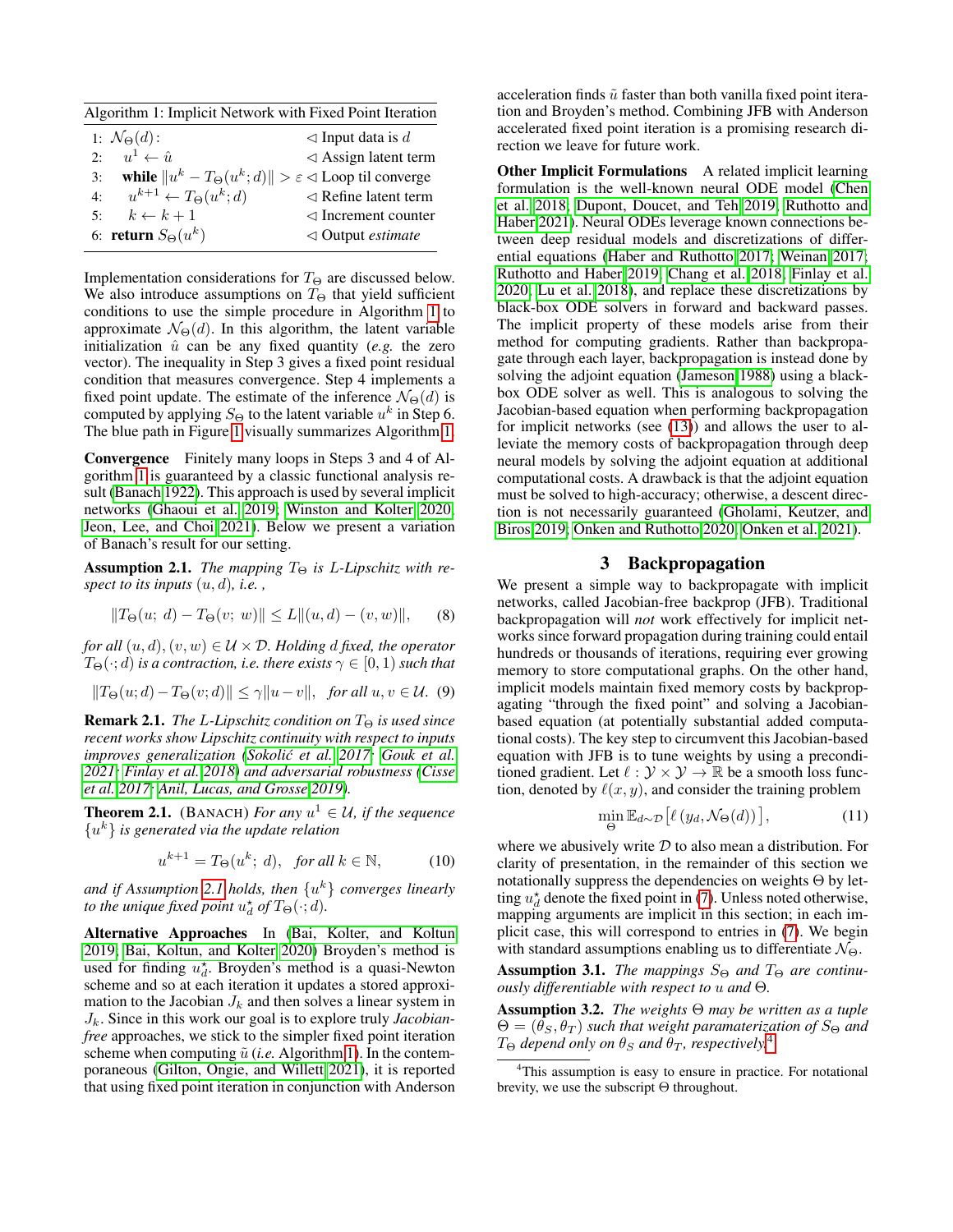**Algorithm 1:** Implicit Network with Fixed Point Iteration

```
1: N_Θ(d):                                   ◁ Input data is d
2:   u^1 ← û                                 ◁ Assign latent term
3:   while ‖u^k − T_Θ(u^k; d)‖ > ε          ◁ Loop til converge
4:     u^{k+1} ← T_Θ(u^k; d)                 ◁ Refine latent term
5:     k ← k + 1                             ◁ Increment counter
6:   return S_Θ(u^k)                         ◁ Output estimate
```

Implementation considerations for $T_\Theta$ are discussed below. We also introduce assumptions on $T_\Theta$ that yield sufficient conditions to use the simple procedure in Algorithm 1 to approximate $\mathcal{N}_\Theta(d)$. In this algorithm, the latent variable initialization $\hat{u}$ can be any fixed quantity (*e.g.* the zero vector). The inequality in Step 3 gives a fixed point residual condition that measures convergence. Step 4 implements a fixed point update. The estimate of the inference $\mathcal{N}_\Theta(d)$ is computed by applying $S_\Theta$ to the latent variable $u^k$ in Step 6. The blue path in Figure 1 visually summarizes Algorithm 1.

**Convergence** Finitely many loops in Steps 3 and 4 of Algorithm 1 is guaranteed by a classic functional analysis result (Banach 1922). This approach is used by several implicit networks (Ghaoui et al. 2019; Winston and Kolter 2020; Jeon, Lee, and Choi 2021). Below we present a variation of Banach's result for our setting.

**Assumption 2.1.** *The mapping $T_\Theta$ is $L$-Lipschitz with respect to its inputs $(u, d)$, i.e. ,*

$$\|T_\Theta(u;\ d) - T_\Theta(v;\ w)\| \leq L\|(u, d) - (v, w)\|, \quad (8)$$

*for all $(u, d), (v, w) \in \mathcal{U} \times \mathcal{D}$. Holding $d$ fixed, the operator $T_\Theta(\cdot; d)$ is a contraction, i.e. there exists $\gamma \in [0, 1)$ such that*

$$\|T_\Theta(u; d) - T_\Theta(v; d)\| \leq \gamma\|u - v\|, \quad \text{for all } u, v \in \mathcal{U}. \quad (9)$$

**Remark 2.1.** *The $L$-Lipschitz condition on $T_\Theta$ is used since recent works show Lipschitz continuity with respect to inputs improves generalization (Sokolić et al. 2017; Gouk et al. 2021; Finlay et al. 2018) and adversarial robustness (Cisse et al. 2017; Anil, Lucas, and Grosse 2019).*

**Theorem 2.1.** (BANACH) *For any $u^1 \in \mathcal{U}$, if the sequence $\{u^k\}$ is generated via the update relation*

$$u^{k+1} = T_\Theta(u^k;\ d), \quad \text{for all } k \in \mathbb{N}, \quad (10)$$

*and if Assumption 2.1 holds, then $\{u^k\}$ converges linearly to the unique fixed point $u^\star_d$ of $T_\Theta(\cdot; d)$.*

**Alternative Approaches** In (Bai, Kolter, and Koltun 2019; Bai, Koltun, and Kolter 2020) Broyden's method is used for finding $u^\star_d$. Broyden's method is a quasi-Newton scheme and so at each iteration it updates a stored approximation to the Jacobian $J_k$ and then solves a linear system in $J_k$. Since in this work our goal is to explore truly *Jacobian-free* approaches, we stick to the simpler fixed point iteration scheme when computing $\tilde{u}$ (*i.e.* Algorithm 1). In the contemporaneous (Gilton, Ongie, and Willett 2021), it is reported that using fixed point iteration in conjunction with Anderson acceleration finds $\tilde{u}$ faster than both vanilla fixed point iteration and Broyden's method. Combining JFB with Anderson accelerated fixed point iteration is a promising research direction we leave for future work.

**Other Implicit Formulations** A related implicit learning formulation is the well-known neural ODE model (Chen et al. 2018; Dupont, Doucet, and Teh 2019; Ruthotto and Haber 2021). Neural ODEs leverage known connections between deep residual models and discretizations of differential equations (Haber and Ruthotto 2017; Weinan 2017; Ruthotto and Haber 2019; Chang et al. 2018; Finlay et al. 2020; Lu et al. 2018), and replace these discretizations by black-box ODE solvers in forward and backward passes. The implicit property of these models arise from their method for computing gradients. Rather than backpropagate through each layer, backpropagation is instead done by solving the adjoint equation (Jameson 1988) using a black-box ODE solver as well. This is analogous to solving the Jacobian-based equation when performing backpropagation for implicit networks (see (13)) and allows the user to alleviate the memory costs of backpropagation through deep neural models by solving the adjoint equation at additional computational costs. A drawback is that the adjoint equation must be solved to high-accuracy; otherwise, a descent direction is not necessarily guaranteed (Gholami, Keutzer, and Biros 2019; Onken and Ruthotto 2020; Onken et al. 2021).

## 3 Backpropagation

We present a simple way to backpropagate with implicit networks, called Jacobian-free backprop (JFB). Traditional backpropagation will *not* work effectively for implicit networks since forward propagation during training could entail hundreds or thousands of iterations, requiring ever growing memory to store computational graphs. On the other hand, implicit models maintain fixed memory costs by backpropagating "through the fixed point" and solving a Jacobian-based equation (at potentially substantial added computational costs). The key step to circumvent this Jacobian-based equation with JFB is to tune weights by using a preconditioned gradient. Let $\ell : \mathcal{Y} \times \mathcal{Y} \to \mathbb{R}$ be a smooth loss function, denoted by $\ell(x, y)$, and consider the training problem

$$\min_\Theta \mathbb{E}_{d\sim\mathcal{D}}\big[\ell\left(y_d, \mathcal{N}_\Theta(d)\right)\big], \quad (11)$$

where we abusively write $\mathcal{D}$ to also mean a distribution. For clarity of presentation, in the remainder of this section we notationally suppress the dependencies on weights $\Theta$ by letting $u^\star_d$ denote the fixed point in (7). Unless noted otherwise, mapping arguments are implicit in this section; in each implicit case, this will correspond to entries in (7). We begin with standard assumptions enabling us to differentiate $\mathcal{N}_\Theta$.

**Assumption 3.1.** *The mappings $S_\Theta$ and $T_\Theta$ are continuously differentiable with respect to $u$ and $\Theta$.*

**Assumption 3.2.** *The weights $\Theta$ may be written as a tuple $\Theta = (\theta_S, \theta_T)$ such that weight paramaterization of $S_\Theta$ and $T_\Theta$ depend only on $\theta_S$ and $\theta_T$, respectively.*[4]

[4]This assumption is easy to ensure in practice. For notational brevity, we use the subscript $\Theta$ throughout.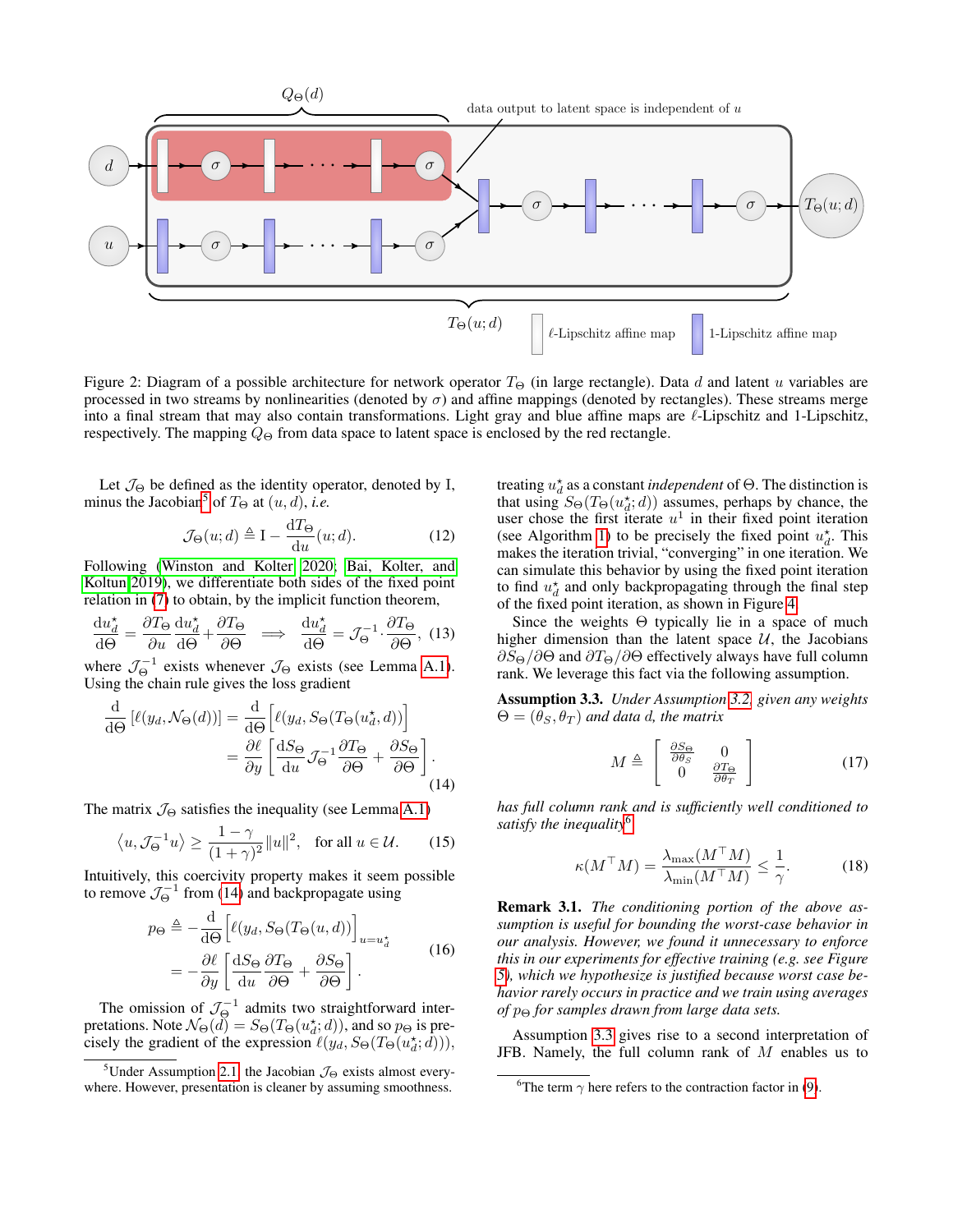Figure 2: Diagram of a possible architecture for network operator $T_\Theta$ (in large rectangle). Data $d$ and latent $u$ variables are processed in two streams by nonlinearities (denoted by $\sigma$) and affine mappings (denoted by rectangles). These streams merge into a final stream that may also contain transformations. Light gray and blue affine maps are $\ell$-Lipschitz and 1-Lipschitz, respectively. The mapping $Q_\Theta$ from data space to latent space is enclosed by the red rectangle.

Let $\mathcal{J}_\Theta$ be defined as the identity operator, denoted by I, minus the Jacobian[5] of $T_\Theta$ at $(u, d)$, *i.e.*

$$\mathcal{J}_\Theta(u; d) \triangleq \mathrm{I} - \frac{\mathrm{d}T_\Theta}{\mathrm{d}u}(u; d). \tag{12}$$

Following (Winston and Kolter 2020; Bai, Kolter, and Koltun 2019), we differentiate both sides of the fixed point relation in (7) to obtain, by the implicit function theorem,

$$\frac{\mathrm{d}u_d^\star}{\mathrm{d}\Theta} = \frac{\partial T_\Theta}{\partial u}\frac{\mathrm{d}u_d^\star}{\mathrm{d}\Theta} + \frac{\partial T_\Theta}{\partial \Theta} \implies \frac{\mathrm{d}u_d^\star}{\mathrm{d}\Theta} = \mathcal{J}_\Theta^{-1} \cdot \frac{\partial T_\Theta}{\partial \Theta}, \tag{13}$$

where $\mathcal{J}_\Theta^{-1}$ exists whenever $\mathcal{J}_\Theta$ exists (see Lemma A.1). Using the chain rule gives the loss gradient

$$\begin{aligned}\frac{\mathrm{d}}{\mathrm{d}\Theta}\left[\ell(y_d, \mathcal{N}_\Theta(d))\right] &= \frac{\mathrm{d}}{\mathrm{d}\Theta}\Big[\ell(y_d, S_\Theta(T_\Theta(u_d^\star, d))\Big] \\ &= \frac{\partial \ell}{\partial y}\left[\frac{\mathrm{d}S_\Theta}{\mathrm{d}u}\mathcal{J}_\Theta^{-1}\frac{\partial T_\Theta}{\partial \Theta} + \frac{\partial S_\Theta}{\partial \Theta}\right].\end{aligned} \tag{14}$$

The matrix $\mathcal{J}_\Theta$ satisfies the inequality (see Lemma A.1)

$$\left\langle u, \mathcal{J}_\Theta^{-1} u\right\rangle \geq \frac{1-\gamma}{(1+\gamma)^2}\|u\|^2, \quad \text{for all } u \in \mathcal{U}. \tag{15}$$

Intuitively, this coercivity property makes it seem possible to remove $\mathcal{J}_\Theta^{-1}$ from (14) and backpropagate using

$$\begin{aligned}p_\Theta &\triangleq -\frac{\mathrm{d}}{\mathrm{d}\Theta}\Big[\ell(y_d, S_\Theta(T_\Theta(u, d))\Big]_{u=u_d^\star} \\ &= -\frac{\partial \ell}{\partial y}\left[\frac{\mathrm{d}S_\Theta}{\mathrm{d}u}\frac{\partial T_\Theta}{\partial \Theta} + \frac{\partial S_\Theta}{\partial \Theta}\right].\end{aligned} \tag{16}$$

The omission of $\mathcal{J}_\Theta^{-1}$ admits two straightforward interpretations. Note $\mathcal{N}_\Theta(d) = S_\Theta(T_\Theta(u_d^\star; d))$, and so $p_\Theta$ is precisely the gradient of the expression $\ell(y_d, S_\Theta(T_\Theta(u_d^\star; d)))$, treating $u_d^\star$ as a constant *independent* of $\Theta$. The distinction is that using $S_\Theta(T_\Theta(u_d^\star; d))$ assumes, perhaps by chance, the user chose the first iterate $u^1$ in their fixed point iteration (see Algorithm 1) to be precisely the fixed point $u_d^\star$. This makes the iteration trivial, "converging" in one iteration. We can simulate this behavior by using the fixed point iteration to find $u_d^\star$ and only backpropagating through the final step of the fixed point iteration, as shown in Figure 4.

Since the weights $\Theta$ typically lie in a space of much higher dimension than the latent space $\mathcal{U}$, the Jacobians $\partial S_\Theta / \partial \Theta$ and $\partial T_\Theta / \partial \Theta$ effectively always have full column rank. We leverage this fact via the following assumption.

**Assumption 3.3.** *Under Assumption 3.2, given any weights $\Theta = (\theta_S, \theta_T)$ and data $d$, the matrix*

$$M \triangleq \begin{bmatrix} \frac{\partial S_\Theta}{\partial \theta_S} & 0 \\ 0 & \frac{\partial T_\Theta}{\partial \theta_T}\end{bmatrix} \tag{17}$$

*has full column rank and is sufficiently well conditioned to satisfy the inequality*[6]

$$\kappa(M^\top M) = \frac{\lambda_{\max}(M^\top M)}{\lambda_{\min}(M^\top M)} \leq \frac{1}{\gamma}. \tag{18}$$

**Remark 3.1.** *The conditioning portion of the above assumption is useful for bounding the worst-case behavior in our analysis. However, we found it unnecessary to enforce this in our experiments for effective training (e.g. see Figure 5), which we hypothesize is justified because worst case behavior rarely occurs in practice and we train using averages of $p_\Theta$ for samples drawn from large data sets.*

Assumption 3.3 gives rise to a second interpretation of JFB. Namely, the full column rank of $M$ enables us to

---

[5] Under Assumption 2.1, the Jacobian $\mathcal{J}_\Theta$ exists almost everywhere. However, presentation is cleaner by assuming smoothness.

[6] The term $\gamma$ here refers to the contraction factor in (9).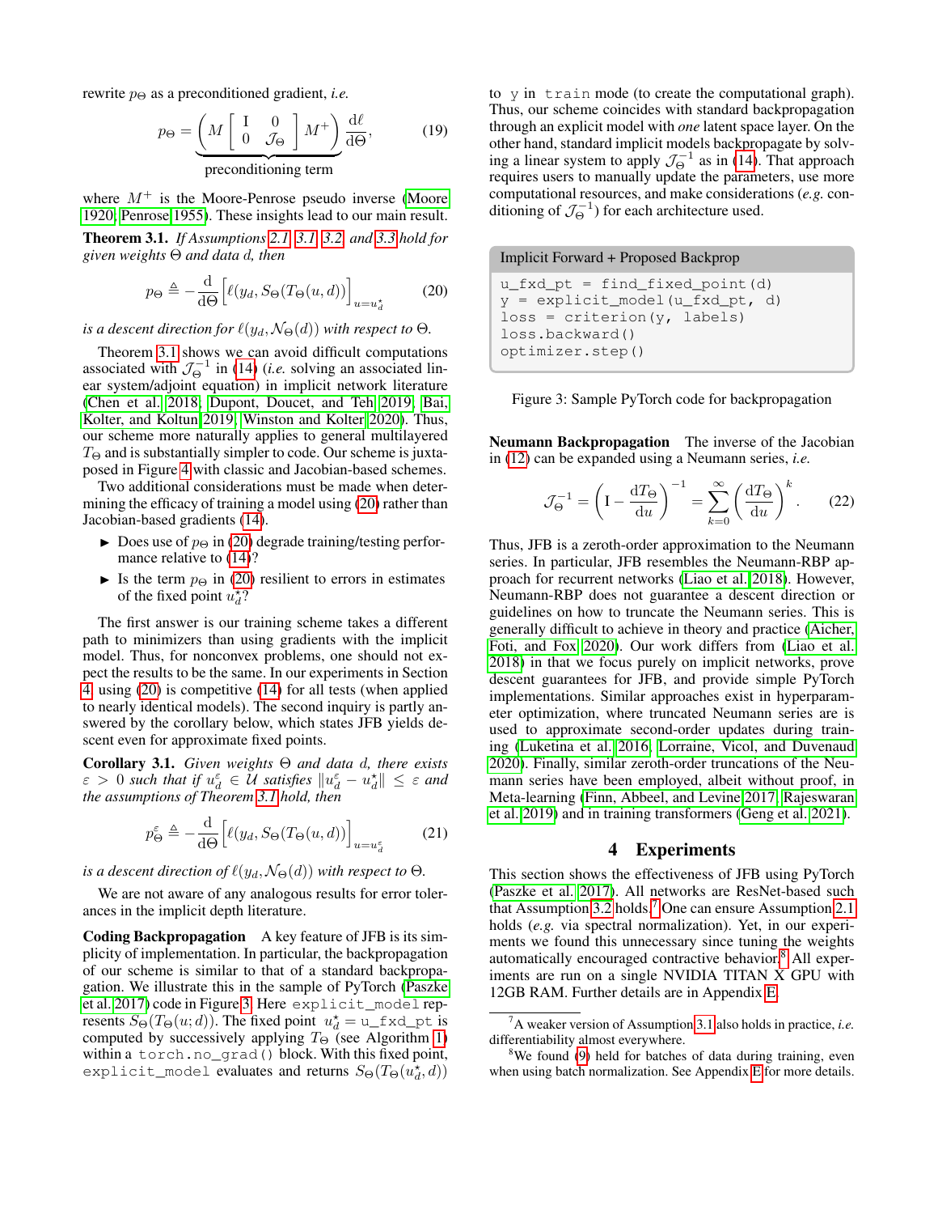rewrite $p_\Theta$ as a preconditioned gradient, *i.e.*

$$p_\Theta = \underbrace{\left( M \begin{bmatrix} \mathrm{I} & 0 \\ 0 & \mathcal{J}_\Theta \end{bmatrix} M^+ \right)}_{\text{preconditioning term}} \frac{\mathrm{d}\ell}{\mathrm{d}\Theta}, \qquad (19)$$

where $M^+$ is the Moore-Penrose pseudo inverse (Moore 1920; Penrose 1955). These insights lead to our main result.

**Theorem 3.1.** *If Assumptions 2.1, 3.1, 3.2, and 3.3 hold for given weights $\Theta$ and data $d$, then*

$$p_\Theta \triangleq -\frac{\mathrm{d}}{\mathrm{d}\Theta}\Big[\ell(y_d, S_\Theta(T_\Theta(u,d))\Big]_{u=u_d^\star} \qquad (20)$$

*is a descent direction for $\ell(y_d, \mathcal{N}_\Theta(d))$ with respect to $\Theta$.*

Theorem 3.1 shows we can avoid difficult computations associated with $\mathcal{J}_\Theta^{-1}$ in (14) (*i.e.* solving an associated linear system/adjoint equation) in implicit network literature (Chen et al. 2018; Dupont, Doucet, and Teh 2019; Bai, Kolter, and Koltun 2019; Winston and Kolter 2020). Thus, our scheme more naturally applies to general multilayered $T_\Theta$ and is substantially simpler to code. Our scheme is juxtaposed in Figure 4 with classic and Jacobian-based schemes.

Two additional considerations must be made when determining the efficacy of training a model using (20) rather than Jacobian-based gradients (14).

- Does use of $p_\Theta$ in (20) degrade training/testing performance relative to (14)?
- Is the term $p_\Theta$ in (20) resilient to errors in estimates of the fixed point $u_d^\star$?

The first answer is our training scheme takes a different path to minimizers than using gradients with the implicit model. Thus, for nonconvex problems, one should not expect the results to be the same. In our experiments in Section 4, using (20) is competitive (14) for all tests (when applied to nearly identical models). The second inquiry is partly answered by the corollary below, which states JFB yields descent even for approximate fixed points.

**Corollary 3.1.** *Given weights $\Theta$ and data $d$, there exists $\varepsilon > 0$ such that if $u_d^\varepsilon \in \mathcal{U}$ satisfies $\|u_d^\varepsilon - u_d^\star\| \leq \varepsilon$ and the assumptions of Theorem 3.1 hold, then*

$$p_\Theta^\varepsilon \triangleq -\frac{\mathrm{d}}{\mathrm{d}\Theta}\Big[\ell(y_d, S_\Theta(T_\Theta(u,d))\Big]_{u=u_d^\varepsilon} \qquad (21)$$

*is a descent direction of $\ell(y_d, \mathcal{N}_\Theta(d))$ with respect to $\Theta$.*

We are not aware of any analogous results for error tolerances in the implicit depth literature.

**Coding Backpropagation** A key feature of JFB is its simplicity of implementation. In particular, the backpropagation of our scheme is similar to that of a standard backpropagation. We illustrate this in the sample of PyTorch (Paszke et al. 2017) code in Figure 3. Here `explicit_model` represents $S_\Theta(T_\Theta(u;d))$. The fixed point $u_d^\star$ = `u_fxd_pt` is computed by successively applying $T_\Theta$ (see Algorithm 1) within a `torch.no_grad()` block. With this fixed point, `explicit_model` evaluates and returns $S_\Theta(T_\Theta(u_d^\star, d))$ to $y$ in `train` mode (to create the computational graph). Thus, our scheme coincides with standard backpropagation through an explicit model with *one* latent space layer. On the other hand, standard implicit models backpropagate by solving a linear system to apply $\mathcal{J}_\Theta^{-1}$ as in (14). That approach requires users to manually update the parameters, use more computational resources, and make considerations (*e.g.* conditioning of $\mathcal{J}_\Theta^{-1}$) for each architecture used.

Implicit Forward + Proposed Backprop

```
u_fxd_pt = find_fixed_point(d)
y = explicit_model(u_fxd_pt, d)
loss = criterion(y, labels)
loss.backward()
optimizer.step()
```

Figure 3: Sample PyTorch code for backpropagation

**Neumann Backpropagation** The inverse of the Jacobian in (12) can be expanded using a Neumann series, *i.e.*

$$\mathcal{J}_\Theta^{-1} = \left(\mathrm{I} - \frac{\mathrm{d}T_\Theta}{\mathrm{d}u}\right)^{-1} = \sum_{k=0}^{\infty}\left(\frac{\mathrm{d}T_\Theta}{\mathrm{d}u}\right)^k. \qquad (22)$$

Thus, JFB is a zeroth-order approximation to the Neumann series. In particular, JFB resembles the Neumann-RBP approach for recurrent networks (Liao et al. 2018). However, Neumann-RBP does not guarantee a descent direction or guidelines on how to truncate the Neumann series. This is generally difficult to achieve in theory and practice (Aicher, Foti, and Fox 2020). Our work differs from (Liao et al. 2018) in that we focus purely on implicit networks, prove descent guarantees for JFB, and provide simple PyTorch implementations. Similar approaches exist in hyperparameter optimization, where truncated Neumann series are is used to approximate second-order updates during training (Luketina et al. 2016; Lorraine, Vicol, and Duvenaud 2020). Finally, similar zeroth-order truncations of the Neumann series have been employed, albeit without proof, in Meta-learning (Finn, Abbeel, and Levine 2017; Rajeswaran et al. 2019) and in training transformers (Geng et al. 2021).

## 4 Experiments

This section shows the effectiveness of JFB using PyTorch (Paszke et al. 2017). All networks are ResNet-based such that Assumption 3.2 holds.[7] One can ensure Assumption 2.1 holds (*e.g.* via spectral normalization). Yet, in our experiments we found this unnecessary since tuning the weights automatically encouraged contractive behavior.[8] All experiments are run on a single NVIDIA TITAN X GPU with 12GB RAM. Further details are in Appendix E.

[7] A weaker version of Assumption 3.1 also holds in practice, *i.e.* differentiability almost everywhere.

[8] We found (9) held for batches of data during training, even when using batch normalization. See Appendix E for more details.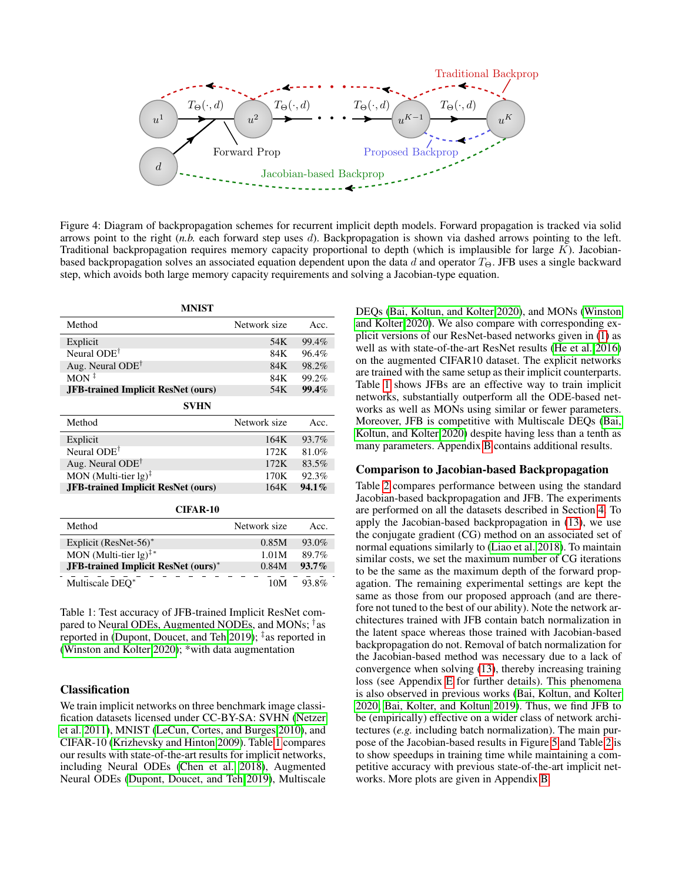Figure 4: Diagram of backpropagation schemes for recurrent implicit depth models. Forward propagation is tracked via solid arrows point to the right (*n.b.* each forward step uses $d$). Backpropagation is shown via dashed arrows pointing to the left. Traditional backpropagation requires memory capacity proportional to depth (which is implausible for large $K$). Jacobian-based backpropagation solves an associated equation dependent upon the data $d$ and operator $T_\Theta$. JFB uses a single backward step, which avoids both large memory capacity requirements and solving a Jacobian-type equation.

**MNIST**

| Method | Network size | Acc. |
|---|---|---|
| Explicit | 54K | 99.4% |
| Neural ODE[†] | 84K | 96.4% |
| Aug. Neural ODE[†] | 84K | 98.2% |
| MON [‡] | 84K | 99.2% |
| **JFB-trained Implicit ResNet (ours)** | 54K | **99.4%** |

**SVHN**

| Method | Network size | Acc. |
|---|---|---|
| Explicit | 164K | 93.7% |
| Neural ODE[†] | 172K | 81.0% |
| Aug. Neural ODE[†] | 172K | 83.5% |
| MON (Multi-tier lg)[‡] | 170K | 92.3% |
| **JFB-trained Implicit ResNet (ours)** | 164K | **94.1%** |

**CIFAR-10**

| Method | Network size | Acc. |
|---|---|---|
| Explicit (ResNet-56)* | 0.85M | 93.0% |
| MON (Multi-tier lg)[‡]* | 1.01M | 89.7% |
| **JFB-trained Implicit ResNet (ours)*** | 0.84M | **93.7%** |
| Multiscale DEQ* | 10M | 93.8% |

Table 1: Test accuracy of JFB-trained Implicit ResNet compared to Neural ODEs, Augmented NODEs, and MONs; [†]as reported in (Dupont, Doucet, and Teh 2019); [‡]as reported in (Winston and Kolter 2020); *with data augmentation

## Classification

We train implicit networks on three benchmark image classification datasets licensed under CC-BY-SA: SVHN (Netzer et al. 2011), MNIST (LeCun, Cortes, and Burges 2010), and CIFAR-10 (Krizhevsky and Hinton 2009). Table 1 compares our results with state-of-the-art results for implicit networks, including Neural ODEs (Chen et al. 2018), Augmented Neural ODEs (Dupont, Doucet, and Teh 2019), Multiscale DEQs (Bai, Koltun, and Kolter 2020), and MONs (Winston and Kolter 2020). We also compare with corresponding explicit versions of our ResNet-based networks given in (1) as well as with state-of-the-art ResNet results (He et al. 2016) on the augmented CIFAR10 dataset. The explicit networks are trained with the same setup as their implicit counterparts. Table 1 shows JFBs are an effective way to train implicit networks, substantially outperform all the ODE-based networks as well as MONs using similar or fewer parameters. Moreover, JFB is competitive with Multiscale DEQs (Bai, Koltun, and Kolter 2020) despite having less than a tenth as many parameters. Appendix B contains additional results.

## Comparison to Jacobian-based Backpropagation

Table 2 compares performance between using the standard Jacobian-based backpropagation and JFB. The experiments are performed on all the datasets described in Section 4. To apply the Jacobian-based backpropagation in (13), we use the conjugate gradient (CG) method on an associated set of normal equations similarly to (Liao et al. 2018). To maintain similar costs, we set the maximum number of CG iterations to be the same as the maximum depth of the forward propagation. The remaining experimental settings are kept the same as those from our proposed approach (and are therefore not tuned to the best of our ability). Note the network architectures trained with JFB contain batch normalization in the latent space whereas those trained with Jacobian-based backpropagation do not. Removal of batch normalization for the Jacobian-based method was necessary due to a lack of convergence when solving (13), thereby increasing training loss (see Appendix E for further details). This phenomena is also observed in previous works (Bai, Koltun, and Kolter 2020; Bai, Kolter, and Koltun 2019). Thus, we find JFB to be (empirically) effective on a wider class of network architectures (*e.g.* including batch normalization). The main purpose of the Jacobian-based results in Figure 5 and Table 2 is to show speedups in training time while maintaining a competitive accuracy with previous state-of-the-art implicit networks. More plots are given in Appendix B.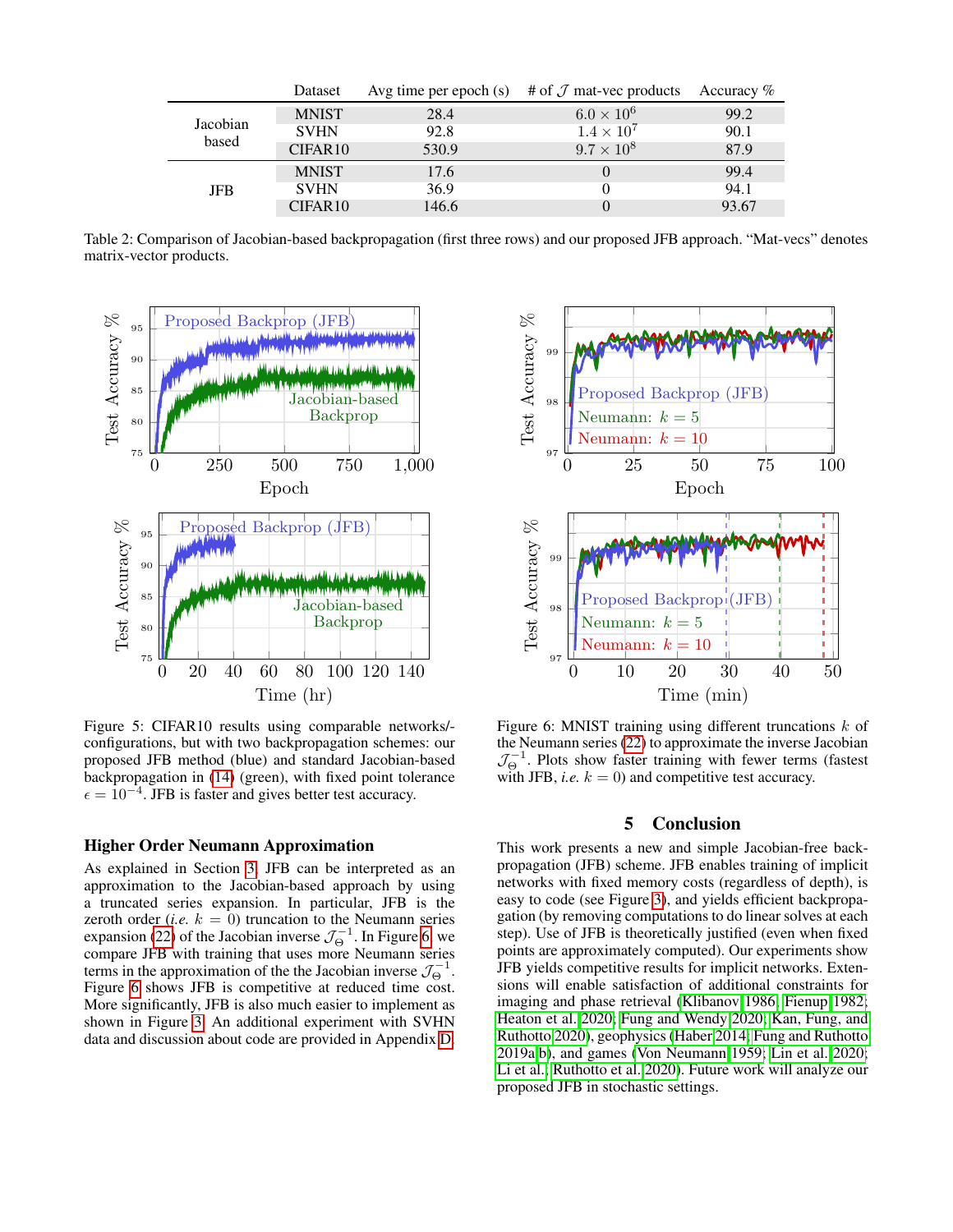| | Dataset | Avg time per epoch (s) | # of $\mathcal{J}$ mat-vec products | Accuracy % |
|---|---|---|---|---|
| Jacobian based | MNIST | 28.4 | $6.0 \times 10^6$ | 99.2 |
| | SVHN | 92.8 | $1.4 \times 10^7$ | 90.1 |
| | CIFAR10 | 530.9 | $9.7 \times 10^8$ | 87.9 |
| JFB | MNIST | 17.6 | 0 | 99.4 |
| | SVHN | 36.9 | 0 | 94.1 |
| | CIFAR10 | 146.6 | 0 | 93.67 |

Table 2: Comparison of Jacobian-based backpropagation (first three rows) and our proposed JFB approach. "Mat-vecs" denotes matrix-vector products.

Figure 5: CIFAR10 results using comparable networks/configurations, but with two backpropagation schemes: our proposed JFB method (blue) and standard Jacobian-based backpropagation in (14) (green), with fixed point tolerance $\epsilon = 10^{-4}$. JFB is faster and gives better test accuracy.

Figure 6: MNIST training using different truncations $k$ of the Neumann series (22) to approximate the inverse Jacobian $\mathcal{J}_\Theta^{-1}$. Plots show faster training with fewer terms (fastest with JFB, *i.e.* $k = 0$) and competitive test accuracy.

### Higher Order Neumann Approximation

As explained in Section 3, JFB can be interpreted as an approximation to the Jacobian-based approach by using a truncated series expansion. In particular, JFB is the zeroth order (*i.e.* $k = 0$) truncation to the Neumann series expansion (22) of the Jacobian inverse $\mathcal{J}_\Theta^{-1}$. In Figure 6, we compare JFB with training that uses more Neumann series terms in the approximation of the the Jacobian inverse $\mathcal{J}_\Theta^{-1}$. Figure 6 shows JFB is competitive at reduced time cost. More significantly, JFB is also much easier to implement as shown in Figure 3. An additional experiment with SVHN data and discussion about code are provided in Appendix D.

## 5 Conclusion

This work presents a new and simple Jacobian-free backpropagation (JFB) scheme. JFB enables training of implicit networks with fixed memory costs (regardless of depth), is easy to code (see Figure 3), and yields efficient backpropagation (by removing computations to do linear solves at each step). Use of JFB is theoretically justified (even when fixed points are approximately computed). Our experiments show JFB yields competitive results for implicit networks. Extensions will enable satisfaction of additional constraints for imaging and phase retrieval (Klibanov 1986; Fienup 1982; Heaton et al. 2020; Fung and Wendy 2020; Kan, Fung, and Ruthotto 2020), geophysics (Haber 2014; Fung and Ruthotto 2019a,b), and games (Von Neumann 1959; Lin et al. 2020; Li et al.; Ruthotto et al. 2020). Future work will analyze our proposed JFB in stochastic settings.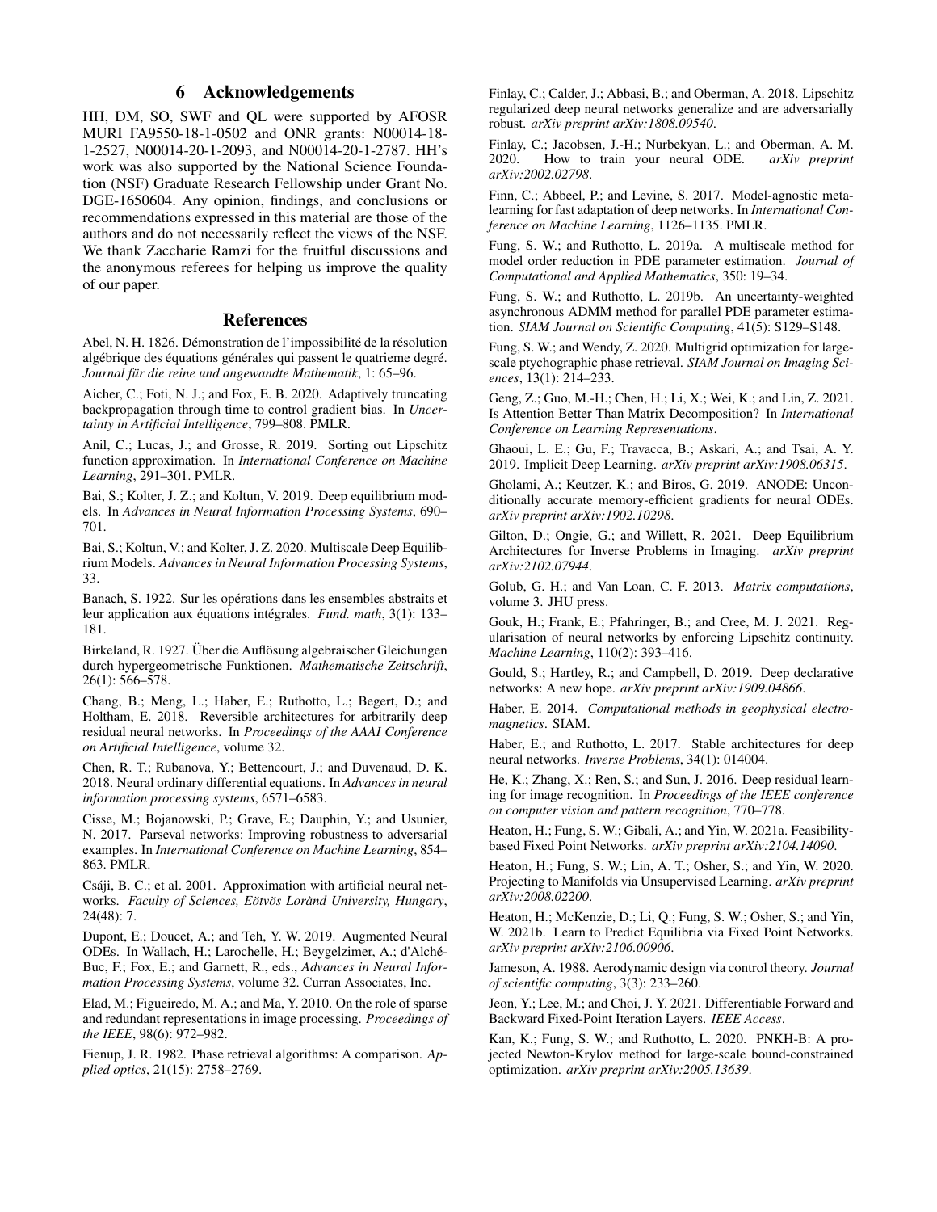## 6 Acknowledgements

HH, DM, SO, SWF and QL were supported by AFOSR MURI FA9550-18-1-0502 and ONR grants: N00014-18-1-2527, N00014-20-1-2093, and N00014-20-1-2787. HH's work was also supported by the National Science Foundation (NSF) Graduate Research Fellowship under Grant No. DGE-1650604. Any opinion, findings, and conclusions or recommendations expressed in this material are those of the authors and do not necessarily reflect the views of the NSF. We thank Zaccharie Ramzi for the fruitful discussions and the anonymous referees for helping us improve the quality of our paper.

## References

Abel, N. H. 1826. Démonstration de l'impossibilité de la résolution algébrique des équations générales qui passent le quatrieme degré. *Journal für die reine und angewandte Mathematik*, 1: 65–96.

Aicher, C.; Foti, N. J.; and Fox, E. B. 2020. Adaptively truncating backpropagation through time to control gradient bias. In *Uncertainty in Artificial Intelligence*, 799–808. PMLR.

Anil, C.; Lucas, J.; and Grosse, R. 2019. Sorting out Lipschitz function approximation. In *International Conference on Machine Learning*, 291–301. PMLR.

Bai, S.; Kolter, J. Z.; and Koltun, V. 2019. Deep equilibrium models. In *Advances in Neural Information Processing Systems*, 690–701.

Bai, S.; Koltun, V.; and Kolter, J. Z. 2020. Multiscale Deep Equilibrium Models. *Advances in Neural Information Processing Systems*, 33.

Banach, S. 1922. Sur les opérations dans les ensembles abstraits et leur application aux équations intégrales. *Fund. math*, 3(1): 133–181.

Birkeland, R. 1927. Über die Auflösung algebraischer Gleichungen durch hypergeometrische Funktionen. *Mathematische Zeitschrift*, 26(1): 566–578.

Chang, B.; Meng, L.; Haber, E.; Ruthotto, L.; Begert, D.; and Holtham, E. 2018. Reversible architectures for arbitrarily deep residual neural networks. In *Proceedings of the AAAI Conference on Artificial Intelligence*, volume 32.

Chen, R. T.; Rubanova, Y.; Bettencourt, J.; and Duvenaud, D. K. 2018. Neural ordinary differential equations. In *Advances in neural information processing systems*, 6571–6583.

Cisse, M.; Bojanowski, P.; Grave, E.; Dauphin, Y.; and Usunier, N. 2017. Parseval networks: Improving robustness to adversarial examples. In *International Conference on Machine Learning*, 854–863. PMLR.

Csáji, B. C.; et al. 2001. Approximation with artificial neural networks. *Faculty of Sciences, Eötvös Lorànd University, Hungary*, 24(48): 7.

Dupont, E.; Doucet, A.; and Teh, Y. W. 2019. Augmented Neural ODEs. In Wallach, H.; Larochelle, H.; Beygelzimer, A.; d'Alché-Buc, F.; Fox, E.; and Garnett, R., eds., *Advances in Neural Information Processing Systems*, volume 32. Curran Associates, Inc.

Elad, M.; Figueiredo, M. A.; and Ma, Y. 2010. On the role of sparse and redundant representations in image processing. *Proceedings of the IEEE*, 98(6): 972–982.

Fienup, J. R. 1982. Phase retrieval algorithms: A comparison. *Applied optics*, 21(15): 2758–2769.

Finlay, C.; Calder, J.; Abbasi, B.; and Oberman, A. 2018. Lipschitz regularized deep neural networks generalize and are adversarially robust. *arXiv preprint arXiv:1808.09540*.

Finlay, C.; Jacobsen, J.-H.; Nurbekyan, L.; and Oberman, A. M. 2020. How to train your neural ODE. *arXiv preprint arXiv:2002.02798*.

Finn, C.; Abbeel, P.; and Levine, S. 2017. Model-agnostic meta-learning for fast adaptation of deep networks. In *International Conference on Machine Learning*, 1126–1135. PMLR.

Fung, S. W.; and Ruthotto, L. 2019a. A multiscale method for model order reduction in PDE parameter estimation. *Journal of Computational and Applied Mathematics*, 350: 19–34.

Fung, S. W.; and Ruthotto, L. 2019b. An uncertainty-weighted asynchronous ADMM method for parallel PDE parameter estimation. *SIAM Journal on Scientific Computing*, 41(5): S129–S148.

Fung, S. W.; and Wendy, Z. 2020. Multigrid optimization for large-scale ptychographic phase retrieval. *SIAM Journal on Imaging Sciences*, 13(1): 214–233.

Geng, Z.; Guo, M.-H.; Chen, H.; Li, X.; Wei, K.; and Lin, Z. 2021. Is Attention Better Than Matrix Decomposition? In *International Conference on Learning Representations*.

Ghaoui, L. E.; Gu, F.; Travacca, B.; Askari, A.; and Tsai, A. Y. 2019. Implicit Deep Learning. *arXiv preprint arXiv:1908.06315*.

Gholami, A.; Keutzer, K.; and Biros, G. 2019. ANODE: Unconditionally accurate memory-efficient gradients for neural ODEs. *arXiv preprint arXiv:1902.10298*.

Gilton, D.; Ongie, G.; and Willett, R. 2021. Deep Equilibrium Architectures for Inverse Problems in Imaging. *arXiv preprint arXiv:2102.07944*.

Golub, G. H.; and Van Loan, C. F. 2013. *Matrix computations*, volume 3. JHU press.

Gouk, H.; Frank, E.; Pfahringer, B.; and Cree, M. J. 2021. Regularisation of neural networks by enforcing Lipschitz continuity. *Machine Learning*, 110(2): 393–416.

Gould, S.; Hartley, R.; and Campbell, D. 2019. Deep declarative networks: A new hope. *arXiv preprint arXiv:1909.04866*.

Haber, E. 2014. *Computational methods in geophysical electromagnetics*. SIAM.

Haber, E.; and Ruthotto, L. 2017. Stable architectures for deep neural networks. *Inverse Problems*, 34(1): 014004.

He, K.; Zhang, X.; Ren, S.; and Sun, J. 2016. Deep residual learning for image recognition. In *Proceedings of the IEEE conference on computer vision and pattern recognition*, 770–778.

Heaton, H.; Fung, S. W.; Gibali, A.; and Yin, W. 2021a. Feasibility-based Fixed Point Networks. *arXiv preprint arXiv:2104.14090*.

Heaton, H.; Fung, S. W.; Lin, A. T.; Osher, S.; and Yin, W. 2020. Projecting to Manifolds via Unsupervised Learning. *arXiv preprint arXiv:2008.02200*.

Heaton, H.; McKenzie, D.; Li, Q.; Fung, S. W.; Osher, S.; and Yin, W. 2021b. Learn to Predict Equilibria via Fixed Point Networks. *arXiv preprint arXiv:2106.00906*.

Jameson, A. 1988. Aerodynamic design via control theory. *Journal of scientific computing*, 3(3): 233–260.

Jeon, Y.; Lee, M.; and Choi, J. Y. 2021. Differentiable Forward and Backward Fixed-Point Iteration Layers. *IEEE Access*.

Kan, K.; Fung, S. W.; and Ruthotto, L. 2020. PNKH-B: A projected Newton-Krylov method for large-scale bound-constrained optimization. *arXiv preprint arXiv:2005.13639*.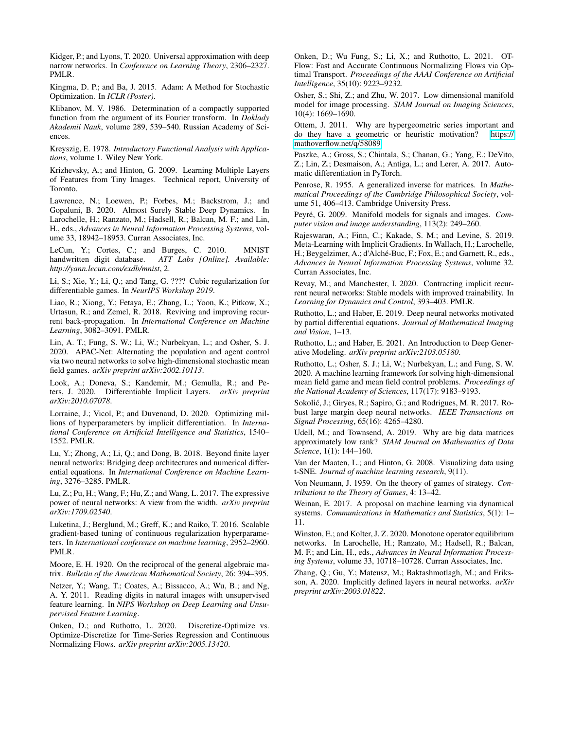Kidger, P.; and Lyons, T. 2020. Universal approximation with deep narrow networks. In *Conference on Learning Theory*, 2306–2327. PMLR.

Kingma, D. P.; and Ba, J. 2015. Adam: A Method for Stochastic Optimization. In *ICLR (Poster)*.

Klibanov, M. V. 1986. Determination of a compactly supported function from the argument of its Fourier transform. In *Doklady Akademii Nauk*, volume 289, 539–540. Russian Academy of Sciences.

Kreyszig, E. 1978. *Introductory Functional Analysis with Applications*, volume 1. Wiley New York.

Krizhevsky, A.; and Hinton, G. 2009. Learning Multiple Layers of Features from Tiny Images. Technical report, University of Toronto.

Lawrence, N.; Loewen, P.; Forbes, M.; Backstrom, J.; and Gopaluni, B. 2020. Almost Surely Stable Deep Dynamics. In Larochelle, H.; Ranzato, M.; Hadsell, R.; Balcan, M. F.; and Lin, H., eds., *Advances in Neural Information Processing Systems*, volume 33, 18942–18953. Curran Associates, Inc.

LeCun, Y.; Cortes, C.; and Burges, C. 2010. MNIST handwritten digit database. *ATT Labs [Online]. Available: http://yann.lecun.com/exdb/mnist*, 2.

Li, S.; Xie, Y.; Li, Q.; and Tang, G. ???? Cubic regularization for differentiable games. In *NeurIPS Workshop 2019*.

Liao, R.; Xiong, Y.; Fetaya, E.; Zhang, L.; Yoon, K.; Pitkow, X.; Urtasun, R.; and Zemel, R. 2018. Reviving and improving recurrent back-propagation. In *International Conference on Machine Learning*, 3082–3091. PMLR.

Lin, A. T.; Fung, S. W.; Li, W.; Nurbekyan, L.; and Osher, S. J. 2020. APAC-Net: Alternating the population and agent control via two neural networks to solve high-dimensional stochastic mean field games. *arXiv preprint arXiv:2002.10113*.

Look, A.; Doneva, S.; Kandemir, M.; Gemulla, R.; and Peters, J. 2020. Differentiable Implicit Layers. *arXiv preprint arXiv:2010.07078*.

Lorraine, J.; Vicol, P.; and Duvenaud, D. 2020. Optimizing millions of hyperparameters by implicit differentiation. In *International Conference on Artificial Intelligence and Statistics*, 1540–1552. PMLR.

Lu, Y.; Zhong, A.; Li, Q.; and Dong, B. 2018. Beyond finite layer neural networks: Bridging deep architectures and numerical differential equations. In *International Conference on Machine Learning*, 3276–3285. PMLR.

Lu, Z.; Pu, H.; Wang, F.; Hu, Z.; and Wang, L. 2017. The expressive power of neural networks: A view from the width. *arXiv preprint arXiv:1709.02540*.

Luketina, J.; Berglund, M.; Greff, K.; and Raiko, T. 2016. Scalable gradient-based tuning of continuous regularization hyperparameters. In *International conference on machine learning*, 2952–2960. PMLR.

Moore, E. H. 1920. On the reciprocal of the general algebraic matrix. *Bulletin of the American Mathematical Society*, 26: 394–395.

Netzer, Y.; Wang, T.; Coates, A.; Bissacco, A.; Wu, B.; and Ng, A. Y. 2011. Reading digits in natural images with unsupervised feature learning. In *NIPS Workshop on Deep Learning and Unsupervised Feature Learning*.

Onken, D.; and Ruthotto, L. 2020. Discretize-Optimize vs. Optimize-Discretize for Time-Series Regression and Continuous Normalizing Flows. *arXiv preprint arXiv:2005.13420*.

Onken, D.; Wu Fung, S.; Li, X.; and Ruthotto, L. 2021. OT-Flow: Fast and Accurate Continuous Normalizing Flows via Optimal Transport. *Proceedings of the AAAI Conference on Artificial Intelligence*, 35(10): 9223–9232.

Osher, S.; Shi, Z.; and Zhu, W. 2017. Low dimensional manifold model for image processing. *SIAM Journal on Imaging Sciences*, 10(4): 1669–1690.

Ottem, J. 2011. Why are hypergeometric series important and do they have a geometric or heuristic motivation? https://mathoverflow.net/q/58089.

Paszke, A.; Gross, S.; Chintala, S.; Chanan, G.; Yang, E.; DeVito, Z.; Lin, Z.; Desmaison, A.; Antiga, L.; and Lerer, A. 2017. Automatic differentiation in PyTorch.

Penrose, R. 1955. A generalized inverse for matrices. In *Mathematical Proceedings of the Cambridge Philosophical Society*, volume 51, 406–413. Cambridge University Press.

Peyré, G. 2009. Manifold models for signals and images. *Computer vision and image understanding*, 113(2): 249–260.

Rajeswaran, A.; Finn, C.; Kakade, S. M.; and Levine, S. 2019. Meta-Learning with Implicit Gradients. In Wallach, H.; Larochelle, H.; Beygelzimer, A.; d'Alché-Buc, F.; Fox, E.; and Garnett, R., eds., *Advances in Neural Information Processing Systems*, volume 32. Curran Associates, Inc.

Revay, M.; and Manchester, I. 2020. Contracting implicit recurrent neural networks: Stable models with improved trainability. In *Learning for Dynamics and Control*, 393–403. PMLR.

Ruthotto, L.; and Haber, E. 2019. Deep neural networks motivated by partial differential equations. *Journal of Mathematical Imaging and Vision*, 1–13.

Ruthotto, L.; and Haber, E. 2021. An Introduction to Deep Generative Modeling. *arXiv preprint arXiv:2103.05180*.

Ruthotto, L.; Osher, S. J.; Li, W.; Nurbekyan, L.; and Fung, S. W. 2020. A machine learning framework for solving high-dimensional mean field game and mean field control problems. *Proceedings of the National Academy of Sciences*, 117(17): 9183–9193.

Sokolić, J.; Giryes, R.; Sapiro, G.; and Rodrigues, M. R. 2017. Robust large margin deep neural networks. *IEEE Transactions on Signal Processing*, 65(16): 4265–4280.

Udell, M.; and Townsend, A. 2019. Why are big data matrices approximately low rank? *SIAM Journal on Mathematics of Data Science*, 1(1): 144–160.

Van der Maaten, L.; and Hinton, G. 2008. Visualizing data using t-SNE. *Journal of machine learning research*, 9(11).

Von Neumann, J. 1959. On the theory of games of strategy. *Contributions to the Theory of Games*, 4: 13–42.

Weinan, E. 2017. A proposal on machine learning via dynamical systems. *Communications in Mathematics and Statistics*, 5(1): 1–11.

Winston, E.; and Kolter, J. Z. 2020. Monotone operator equilibrium networks. In Larochelle, H.; Ranzato, M.; Hadsell, R.; Balcan, M. F.; and Lin, H., eds., *Advances in Neural Information Processing Systems*, volume 33, 10718–10728. Curran Associates, Inc.

Zhang, Q.; Gu, Y.; Mateusz, M.; Baktashmotlagh, M.; and Eriksson, A. 2020. Implicitly defined layers in neural networks. *arXiv preprint arXiv:2003.01822*.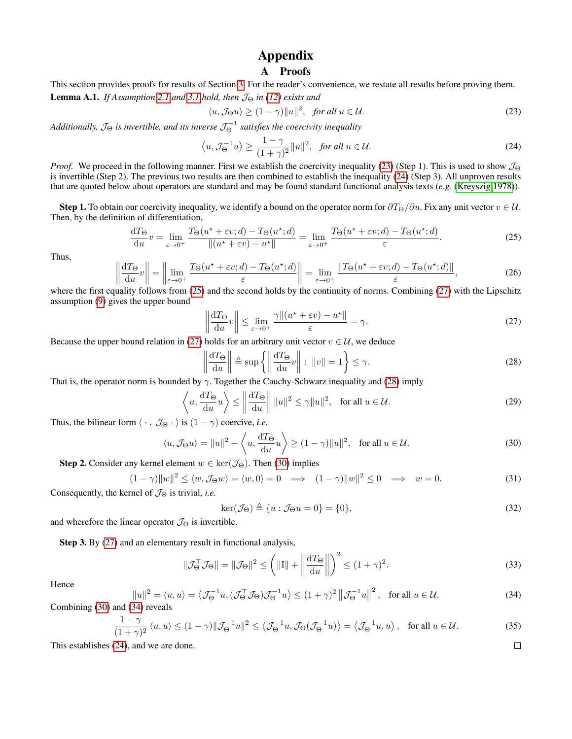# Appendix

## A Proofs

This section provides proofs for results of Section 3. For the reader's convenience, we restate all results before proving them.

**Lemma A.1.** *If Assumption 2.1 and 3.1 hold, then $\mathcal{J}_\Theta$ in (12) exists and*

$$\langle u, \mathcal{J}_\Theta u\rangle \geq (1-\gamma)\|u\|^2, \quad \text{for all } u \in \mathcal{U}. \tag{23}$$

*Additionally, $\mathcal{J}_\Theta$ is invertible, and its inverse $\mathcal{J}_\Theta^{-1}$ satisfies the coercivity inequality*

$$\left\langle u, \mathcal{J}_\Theta^{-1} u\right\rangle \geq \frac{1-\gamma}{(1+\gamma)^2}\|u\|^2, \quad \text{for all } u \in \mathcal{U}. \tag{24}$$

*Proof.* We proceed in the following manner. First we establish the coercivity inequality (23) (Step 1). This is used to show $\mathcal{J}_\Theta$ is invertible (Step 2). The previous two results are then combined to establish the inequality (24) (Step 3). All unproven results that are quoted below about operators are standard and may be found standard functional analysis texts (*e.g.* (Kreyszig 1978)).

**Step 1.** To obtain our coercivity inequality, we identify a bound on the operator norm for $\partial T_\Theta/\partial u$. Fix any unit vector $v \in \mathcal{U}$. Then, by the definition of differentiation,

$$\frac{\mathrm{d}T_\Theta}{\mathrm{d}u} v = \lim_{\varepsilon\to 0^+} \frac{T_\Theta(u^\star+\varepsilon v; d) - T_\Theta(u^\star; d)}{\|(u^\star+\varepsilon v) - u^\star\|} = \lim_{\varepsilon\to 0^+} \frac{T_\Theta(u^\star+\varepsilon v; d) - T_\Theta(u^\star; d)}{\varepsilon}. \tag{25}$$

Thus,

$$\left\|\frac{\mathrm{d}T_\Theta}{\mathrm{d}u} v\right\| = \left\|\lim_{\varepsilon\to 0^+} \frac{T_\Theta(u^\star+\varepsilon v; d) - T_\Theta(u^\star; d)}{\varepsilon}\right\| = \lim_{\varepsilon\to 0^+} \frac{\|T_\Theta(u^\star+\varepsilon v; d) - T_\Theta(u^\star; d)\|}{\varepsilon}, \tag{26}$$

where the first equality follows from (25) and the second holds by the continuity of norms. Combining (27) with the Lipschitz assumption (9) gives the upper bound

$$\left\|\frac{\mathrm{d}T_\Theta}{\mathrm{d}u} v\right\| \leq \lim_{\varepsilon\to 0^+} \frac{\gamma\|(u^\star+\varepsilon v) - u^\star\|}{\varepsilon} = \gamma. \tag{27}$$

Because the upper bound relation in (27) holds for an arbitrary unit vector $v \in \mathcal{U}$, we deduce

$$\left\|\frac{\mathrm{d}T_\Theta}{\mathrm{d}u}\right\| \triangleq \sup\left\{\left\|\frac{\mathrm{d}T_\Theta}{\mathrm{d}u} v\right\| : \ \|v\| = 1\right\} \leq \gamma. \tag{28}$$

That is, the operator norm is bounded by $\gamma$. Together the Cauchy-Schwarz inequality and (28) imply

$$\left\langle u, \frac{\mathrm{d}T_\Theta}{\mathrm{d}u} u\right\rangle \leq \left\|\frac{\mathrm{d}T_\Theta}{\mathrm{d}u}\right\| \|u\|^2 \leq \gamma\|u\|^2, \quad \text{for all } u \in \mathcal{U}. \tag{29}$$

Thus, the bilinear form $\langle \cdot \, , \ \mathcal{J}_\Theta \cdot \rangle$ is $(1-\gamma)$ coercive, *i.e.*

$$\langle u, \mathcal{J}_\Theta u\rangle = \|u\|^2 - \left\langle u, \frac{\mathrm{d}T_\Theta}{\mathrm{d}u} u\right\rangle \geq (1-\gamma)\|u\|^2, \quad \text{for all } u \in \mathcal{U}. \tag{30}$$

**Step 2.** Consider any kernel element $w \in \ker(\mathcal{J}_\Theta)$. Then (30) implies

$$(1-\gamma)\|w\|^2 \leq \langle w, \mathcal{J}_\Theta w\rangle = \langle w, 0\rangle = 0 \implies (1-\gamma)\|w\|^2 \leq 0 \implies w = 0. \tag{31}$$

Consequently, the kernel of $\mathcal{J}_\Theta$ is trivial, *i.e.*

$$\ker(\mathcal{J}_\Theta) \triangleq \{u : \mathcal{J}_\Theta u = 0\} = \{0\}, \tag{32}$$

and wherefore the linear operator $\mathcal{J}_\Theta$ is invertible.

**Step 3.** By (27) and an elementary result in functional analysis,

$$\|\mathcal{J}_\Theta^\top \mathcal{J}_\Theta\| = \|\mathcal{J}_\Theta\|^2 \leq \left(\|\mathrm{I}\| + \left\|\frac{\mathrm{d}T_\Theta}{\mathrm{d}u}\right\|\right)^2 \leq (1+\gamma)^2. \tag{33}$$

Hence

$$\|u\|^2 = \langle u, u\rangle = \left\langle \mathcal{J}_\Theta^{-1} u, (\mathcal{J}_\Theta^\top \mathcal{J}_\Theta)\mathcal{J}_\Theta^{-1} u\right\rangle \leq (1+\gamma)^2 \left\|\mathcal{J}_\Theta^{-1} u\right\|^2, \quad \text{for all } u \in \mathcal{U}. \tag{34}$$

Combining (30) and (34) reveals

$$\frac{1-\gamma}{(1+\gamma)^2}\langle u, u\rangle \leq (1-\gamma)\|\mathcal{J}_\Theta^{-1} u\|^2 \leq \left\langle \mathcal{J}_\Theta^{-1} u, \mathcal{J}_\Theta(\mathcal{J}_\Theta^{-1} u)\right\rangle = \left\langle \mathcal{J}_\Theta^{-1} u, u\right\rangle, \quad \text{for all } u \in \mathcal{U}. \tag{35}$$

This establishes (24), and we are done. □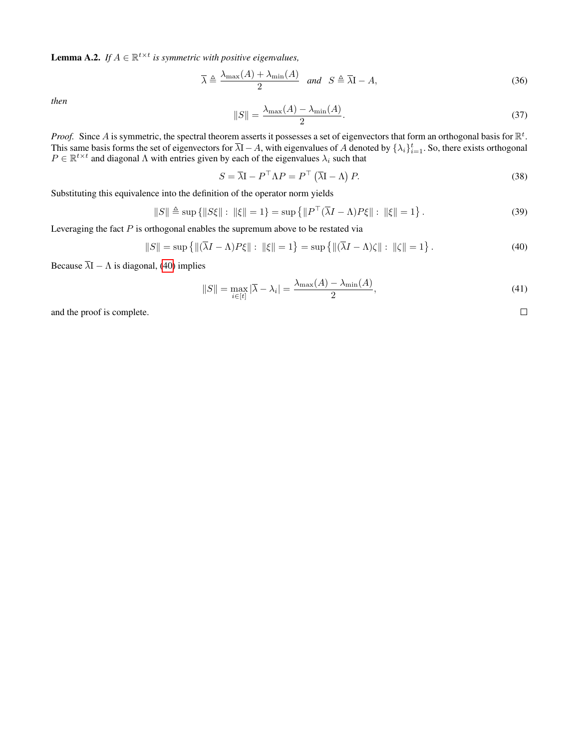**Lemma A.2.** *If $A \in \mathbb{R}^{t\times t}$ is symmetric with positive eigenvalues,*

$$\overline{\lambda} \triangleq \frac{\lambda_{\max}(A) + \lambda_{\min}(A)}{2} \quad \textit{and} \quad S \triangleq \overline{\lambda}\mathrm{I} - A, \tag{36}$$

*then*

$$\|S\| = \frac{\lambda_{\max}(A) - \lambda_{\min}(A)}{2}. \tag{37}$$

*Proof.* Since $A$ is symmetric, the spectral theorem asserts it possesses a set of eigenvectors that form an orthogonal basis for $\mathbb{R}^t$. This same basis forms the set of eigenvectors for $\overline{\lambda}\mathrm{I} - A$, with eigenvalues of $A$ denoted by $\{\lambda_i\}_{i=1}^t$. So, there exists orthogonal $P \in \mathbb{R}^{t\times t}$ and diagonal $\Lambda$ with entries given by each of the eigenvalues $\lambda_i$ such that

$$S = \overline{\lambda}\mathrm{I} - P^\top \Lambda P = P^\top \left(\overline{\lambda}\mathrm{I} - \Lambda\right) P. \tag{38}$$

Substituting this equivalence into the definition of the operator norm yields

$$\|S\| \triangleq \sup\left\{\|S\xi\| : \ \|\xi\| = 1\right\} = \sup\left\{\|P^\top(\overline{\lambda}I - \Lambda)P\xi\| : \ \|\xi\| = 1\right\}. \tag{39}$$

Leveraging the fact $P$ is orthogonal enables the supremum above to be restated via

$$\|S\| = \sup\left\{\|(\overline{\lambda}I - \Lambda)P\xi\| : \ \|\xi\| = 1\right\} = \sup\left\{\|(\overline{\lambda}I - \Lambda)\zeta\| : \ \|\zeta\| = 1\right\}. \tag{40}$$

Because $\overline{\lambda}\mathrm{I} - \Lambda$ is diagonal, (40) implies

$$\|S\| = \max_{i\in[t]} |\overline{\lambda} - \lambda_i| = \frac{\lambda_{\max}(A) - \lambda_{\min}(A)}{2}, \tag{41}$$

and the proof is complete. $\square$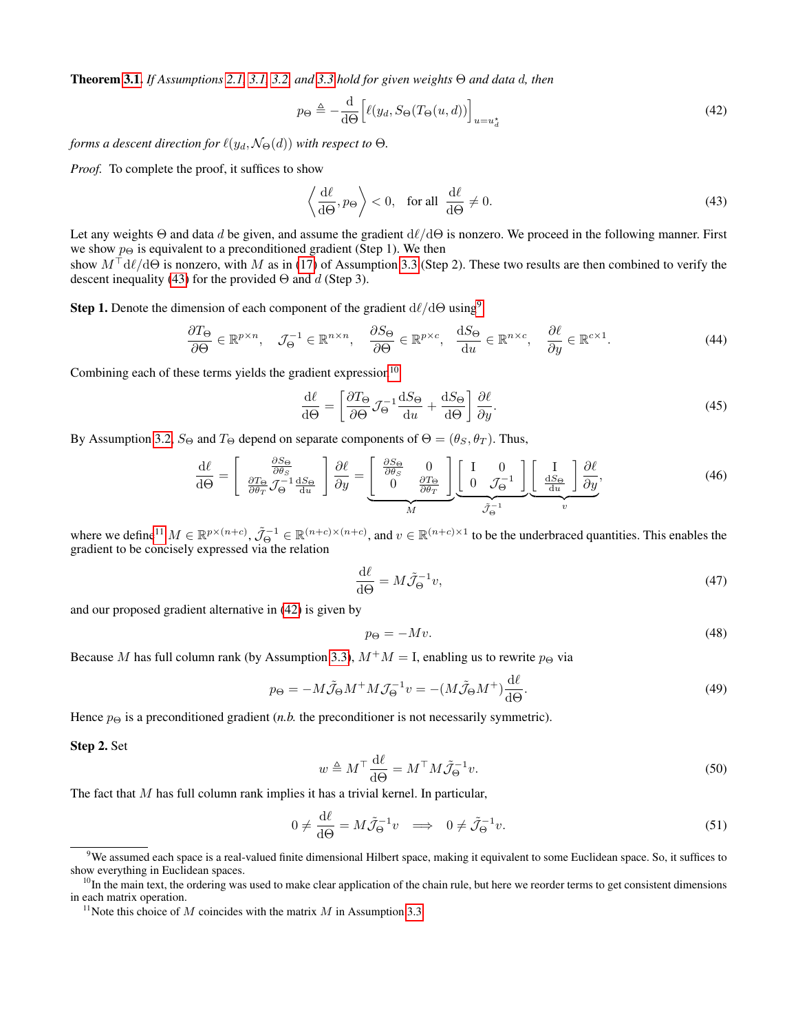**Theorem 3.1.** *If Assumptions 2.1, 3.1, 3.2, and 3.3 hold for given weights $\Theta$ and data $d$, then*

$$p_\Theta \triangleq -\frac{\mathrm{d}}{\mathrm{d}\Theta}\Big[\ell(y_d, S_\Theta(T_\Theta(u,d))\Big]_{u=u_d^\star} \tag{42}$$

*forms a descent direction for $\ell(y_d, \mathcal{N}_\Theta(d))$ with respect to $\Theta$.*

*Proof.* To complete the proof, it suffices to show

$$\left\langle \frac{\mathrm{d}\ell}{\mathrm{d}\Theta}, p_\Theta \right\rangle < 0, \quad \text{for all } \frac{\mathrm{d}\ell}{\mathrm{d}\Theta} \neq 0. \tag{43}$$

Let any weights $\Theta$ and data $d$ be given, and assume the gradient $\mathrm{d}\ell/\mathrm{d}\Theta$ is nonzero. We proceed in the following manner. First we show $p_\Theta$ is equivalent to a preconditioned gradient (Step 1). We then show $M^\top \mathrm{d}\ell/\mathrm{d}\Theta$ is nonzero, with $M$ as in (17) of Assumption 3.3 (Step 2). These two results are then combined to verify the descent inequality (43) for the provided $\Theta$ and $d$ (Step 3).

**Step 1.** Denote the dimension of each component of the gradient $\mathrm{d}\ell/\mathrm{d}\Theta$ using[9]

$$\frac{\partial T_\Theta}{\partial \Theta} \in \mathbb{R}^{p\times n}, \quad \mathcal{J}_\Theta^{-1} \in \mathbb{R}^{n\times n}, \quad \frac{\partial S_\Theta}{\partial \Theta} \in \mathbb{R}^{p\times c}, \quad \frac{\mathrm{d}S_\Theta}{\mathrm{d}u} \in \mathbb{R}^{n\times c}, \quad \frac{\partial \ell}{\partial y} \in \mathbb{R}^{c\times 1}. \tag{44}$$

Combining each of these terms yields the gradient expression[10]

$$\frac{\mathrm{d}\ell}{\mathrm{d}\Theta} = \left[\frac{\partial T_\Theta}{\partial \Theta}\mathcal{J}_\Theta^{-1}\frac{\mathrm{d}S_\Theta}{\mathrm{d}u} + \frac{\mathrm{d}S_\Theta}{\mathrm{d}\Theta}\right]\frac{\partial \ell}{\partial y}. \tag{45}$$

By Assumption 3.2, $S_\Theta$ and $T_\Theta$ depend on separate components of $\Theta = (\theta_S, \theta_T)$. Thus,

$$\frac{\mathrm{d}\ell}{\mathrm{d}\Theta} = \left[\begin{array}{c} \frac{\partial S_\Theta}{\partial \theta_S} \\ \frac{\partial T_\Theta}{\partial \theta_T}\mathcal{J}_\Theta^{-1}\frac{\mathrm{d}S_\Theta}{\mathrm{d}u}\end{array}\right]\frac{\partial \ell}{\partial y} = \underbrace{\left[\begin{array}{cc} \frac{\partial S_\Theta}{\partial \theta_S} & 0 \\ 0 & \frac{\partial T_\Theta}{\partial \theta_T}\end{array}\right]}_{M}\underbrace{\left[\begin{array}{cc} \mathrm{I} & 0 \\ 0 & \mathcal{J}_\Theta^{-1}\end{array}\right]}_{\tilde{\mathcal{J}}_\Theta^{-1}}\underbrace{\left[\begin{array}{c} \mathrm{I} \\ \frac{\mathrm{d}S_\Theta}{\mathrm{d}u}\end{array}\right]\frac{\partial \ell}{\partial y}}_{v}, \tag{46}$$

where we define[11] $M \in \mathbb{R}^{p\times(n+c)}$, $\tilde{\mathcal{J}}_\Theta^{-1} \in \mathbb{R}^{(n+c)\times(n+c)}$, and $v \in \mathbb{R}^{(n+c)\times 1}$ to be the underbraced quantities. This enables the gradient to be concisely expressed via the relation

$$\frac{\mathrm{d}\ell}{\mathrm{d}\Theta} = M\tilde{\mathcal{J}}_\Theta^{-1}v, \tag{47}$$

and our proposed gradient alternative in (42) is given by

$$p_\Theta = -Mv. \tag{48}$$

Because $M$ has full column rank (by Assumption 3.3), $M^+M = \mathrm{I}$, enabling us to rewrite $p_\Theta$ via

$$p_\Theta = -M\tilde{\mathcal{J}}_\Theta M^+ M\mathcal{J}_\Theta^{-1}v = -(M\tilde{\mathcal{J}}_\Theta M^+)\frac{\mathrm{d}\ell}{\mathrm{d}\Theta}. \tag{49}$$

Hence $p_\Theta$ is a preconditioned gradient (*n.b.* the preconditioner is not necessarily symmetric).

**Step 2.** Set

$$w \triangleq M^\top \frac{\mathrm{d}\ell}{\mathrm{d}\Theta} = M^\top M\tilde{\mathcal{J}}_\Theta^{-1}v. \tag{50}$$

The fact that $M$ has full column rank implies it has a trivial kernel. In particular,

$$0 \neq \frac{\mathrm{d}\ell}{\mathrm{d}\Theta} = M\tilde{\mathcal{J}}_\Theta^{-1}v \implies 0 \neq \tilde{\mathcal{J}}_\Theta^{-1}v. \tag{51}$$

---

[9] We assumed each space is a real-valued finite dimensional Hilbert space, making it equivalent to some Euclidean space. So, it suffices to show everything in Euclidean spaces.

[10] In the main text, the ordering was used to make clear application of the chain rule, but here we reorder terms to get consistent dimensions in each matrix operation.

[11] Note this choice of $M$ coincides with the matrix $M$ in Assumption 3.3.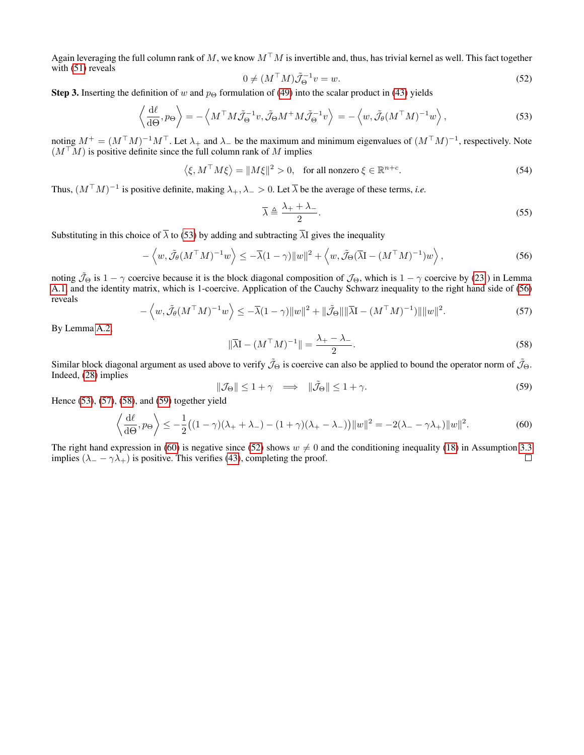Again leveraging the full column rank of $M$, we know $M^\top M$ is invertible and, thus, has trivial kernel as well. This fact together with (51) reveals

$$0 \neq (M^\top M)\tilde{\mathcal{J}}_\Theta^{-1} v = w. \tag{52}$$

**Step 3.** Inserting the definition of $w$ and $p_\Theta$ formulation of (49) into the scalar product in (43) yields

$$\left\langle \frac{\mathrm{d}\ell}{\mathrm{d}\Theta}, p_\Theta \right\rangle = -\left\langle M^\top M \tilde{\mathcal{J}}_\Theta^{-1} v, \tilde{\mathcal{J}}_\Theta M^+ M \tilde{\mathcal{J}}_\Theta^{-1} v \right\rangle = -\left\langle w, \tilde{\mathcal{J}}_\theta (M^\top M)^{-1} w \right\rangle, \tag{53}$$

noting $M^+ = (M^\top M)^{-1} M^\top$. Let $\lambda_+$ and $\lambda_-$ be the maximum and minimum eigenvalues of $(M^\top M)^{-1}$, respectively. Note $(M^\top M)$ is positive definite since the full column rank of $M$ implies

$$\left\langle \xi, M^\top M \xi \right\rangle = \|M\xi\|^2 > 0, \quad \text{for all nonzero } \xi \in \mathbb{R}^{n+c}. \tag{54}$$

Thus, $(M^\top M)^{-1}$ is positive definite, making $\lambda_+, \lambda_- > 0$. Let $\overline{\lambda}$ be the average of these terms, *i.e.*

$$\overline{\lambda} \triangleq \frac{\lambda_+ + \lambda_-}{2}. \tag{55}$$

Substituting in this choice of $\overline{\lambda}$ to (53) by adding and subtracting $\overline{\lambda}\mathrm{I}$ gives the inequality

$$-\left\langle w, \tilde{\mathcal{J}}_\theta (M^\top M)^{-1} w \right\rangle \leq -\overline{\lambda}(1-\gamma)\|w\|^2 + \left\langle w, \tilde{\mathcal{J}}_\Theta (\overline{\lambda}\mathrm{I} - (M^\top M)^{-1}) w \right\rangle, \tag{56}$$

noting $\tilde{\mathcal{J}}_\Theta$ is $1-\gamma$ coercive because it is the block diagonal composition of $\mathcal{J}_\Theta$, which is $1-\gamma$ coercive by (23) in Lemma A.1, and the identity matrix, which is 1-coercive. Application of the Cauchy Schwarz inequality to the right hand side of (56) reveals

$$-\left\langle w, \tilde{\mathcal{J}}_\theta (M^\top M)^{-1} w \right\rangle \leq -\overline{\lambda}(1-\gamma)\|w\|^2 + \|\tilde{\mathcal{J}}_\Theta\| \|\overline{\lambda}\mathrm{I} - (M^\top M)^{-1})\| \|w\|^2. \tag{57}$$

By Lemma A.2,

$$\|\overline{\lambda}\mathrm{I} - (M^\top M)^{-1}\| = \frac{\lambda_+ - \lambda_-}{2}. \tag{58}$$

Similar block diagonal argument as used above to verify $\tilde{\mathcal{J}}_\Theta$ is coercive can also be applied to bound the operator norm of $\tilde{\mathcal{J}}_\Theta$. Indeed, (28) implies

$$\|\mathcal{J}_\Theta\| \leq 1+\gamma \quad \Longrightarrow \quad \|\tilde{\mathcal{J}}_\Theta\| \leq 1+\gamma. \tag{59}$$

Hence (53), (57), (58), and (59) together yield

$$\left\langle \frac{\mathrm{d}\ell}{\mathrm{d}\Theta}, p_\Theta \right\rangle \leq -\frac{1}{2}\big((1-\gamma)(\lambda_+ + \lambda_-) - (1+\gamma)(\lambda_+ - \lambda_-)\big)\|w\|^2 = -2(\lambda_- - \gamma\lambda_+)\|w\|^2. \tag{60}$$

The right hand expression in (60) is negative since (52) shows $w \neq 0$ and the conditioning inequality (18) in Assumption 3.3 implies $(\lambda_- - \gamma\lambda_+)$ is positive. This verifies (43), completing the proof. □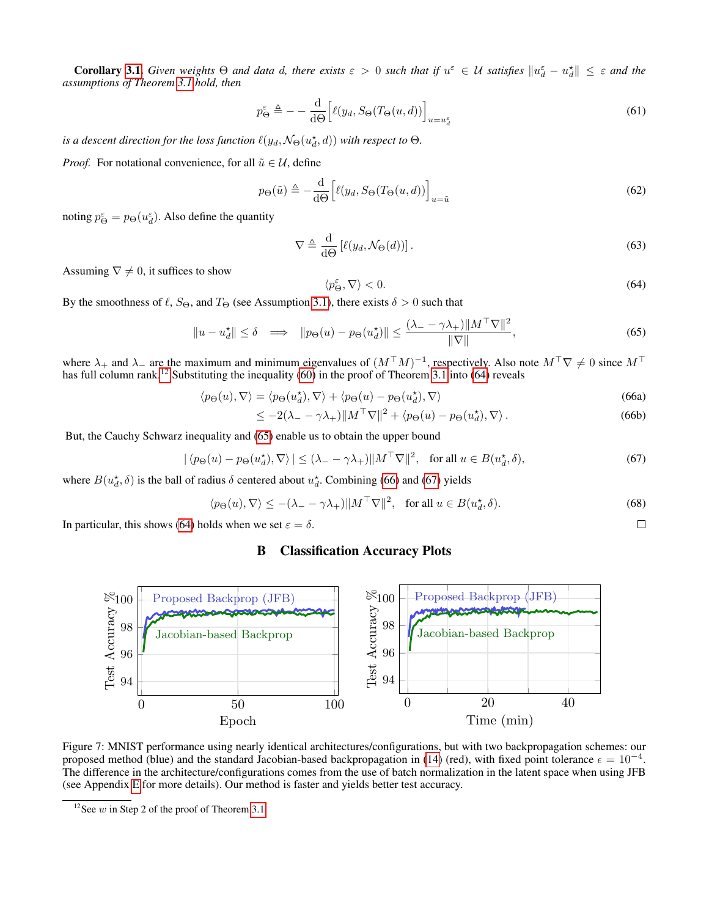**Corollary 3.1.** *Given weights $\Theta$ and data $d$, there exists $\varepsilon > 0$ such that if $u^\varepsilon \in \mathcal{U}$ satisfies $\|u_d^\varepsilon - u_d^\star\| \leq \varepsilon$ and the assumptions of Theorem 3.1 hold, then*

$$p_\Theta^\varepsilon \triangleq -\frac{\mathrm{d}}{\mathrm{d}\Theta}\Big[\ell(y_d, S_\Theta(T_\Theta(u,d))\Big]_{u=u_d^\varepsilon} \tag{61}$$

*is a descent direction for the loss function $\ell(y_d, \mathcal{N}_\Theta(u_d^\star, d))$ with respect to $\Theta$.*

*Proof.* For notational convenience, for all $\tilde{u} \in \mathcal{U}$, define

$$p_\Theta(\tilde{u}) \triangleq -\frac{\mathrm{d}}{\mathrm{d}\Theta}\Big[\ell(y_d, S_\Theta(T_\Theta(u,d))\Big]_{u=\tilde{u}} \tag{62}$$

noting $p_\Theta^\varepsilon = p_\Theta(u_d^\varepsilon)$. Also define the quantity

$$\nabla \triangleq \frac{\mathrm{d}}{\mathrm{d}\Theta}\left[\ell(y_d, \mathcal{N}_\Theta(d))\right]. \tag{63}$$

Assuming $\nabla \neq 0$, it suffices to show

$$\langle p_\Theta^\varepsilon, \nabla \rangle < 0. \tag{64}$$

By the smoothness of $\ell$, $S_\Theta$, and $T_\Theta$ (see Assumption 3.1), there exists $\delta > 0$ such that

$$\|u - u_d^\star\| \leq \delta \quad \Longrightarrow \quad \|p_\Theta(u) - p_\Theta(u_d^\star)\| \leq \frac{(\lambda_- - \gamma\lambda_+)\|M^\top \nabla\|^2}{\|\nabla\|}, \tag{65}$$

where $\lambda_+$ and $\lambda_-$ are the maximum and minimum eigenvalues of $(M^\top M)^{-1}$, respectively. Also note $M^\top \nabla \neq 0$ since $M^\top$ has full column rank.[12] Substituting the inequality (60) in the proof of Theorem 3.1 into (64) reveals

$$\begin{aligned}
\langle p_\Theta(u), \nabla \rangle &= \langle p_\Theta(u_d^\star), \nabla \rangle + \langle p_\Theta(u) - p_\Theta(u_d^\star), \nabla \rangle & \text{(66a)}\\
&\leq -2(\lambda_- - \gamma\lambda_+)\|M^\top \nabla\|^2 + \langle p_\Theta(u) - p_\Theta(u_d^\star), \nabla \rangle. & \text{(66b)}
\end{aligned}$$

But, the Cauchy Schwarz inequality and (65) enable us to obtain the upper bound

$$|\langle p_\Theta(u) - p_\Theta(u_d^\star), \nabla \rangle| \leq (\lambda_- - \gamma\lambda_+)\|M^\top \nabla\|^2, \quad \text{for all } u \in B(u_d^\star, \delta), \tag{67}$$

where $B(u_d^\star, \delta)$ is the ball of radius $\delta$ centered about $u_d^\star$. Combining (66) and (67) yields

$$\langle p_\Theta(u), \nabla \rangle \leq -(\lambda_- - \gamma\lambda_+)\|M^\top \nabla\|^2, \quad \text{for all } u \in B(u_d^\star, \delta). \tag{68}$$

In particular, this shows (64) holds when we set $\varepsilon = \delta$. ∎

# B Classification Accuracy Plots

Figure 7: MNIST performance using nearly identical architectures/configurations, but with two backpropagation schemes: our proposed method (blue) and the standard Jacobian-based backpropagation in (14) (red), with fixed point tolerance $\epsilon = 10^{-4}$. The difference in the architecture/configurations comes from the use of batch normalization in the latent space when using JFB (see Appendix E for more details). Our method is faster and yields better test accuracy.

[12] See $w$ in Step 2 of the proof of Theorem 3.1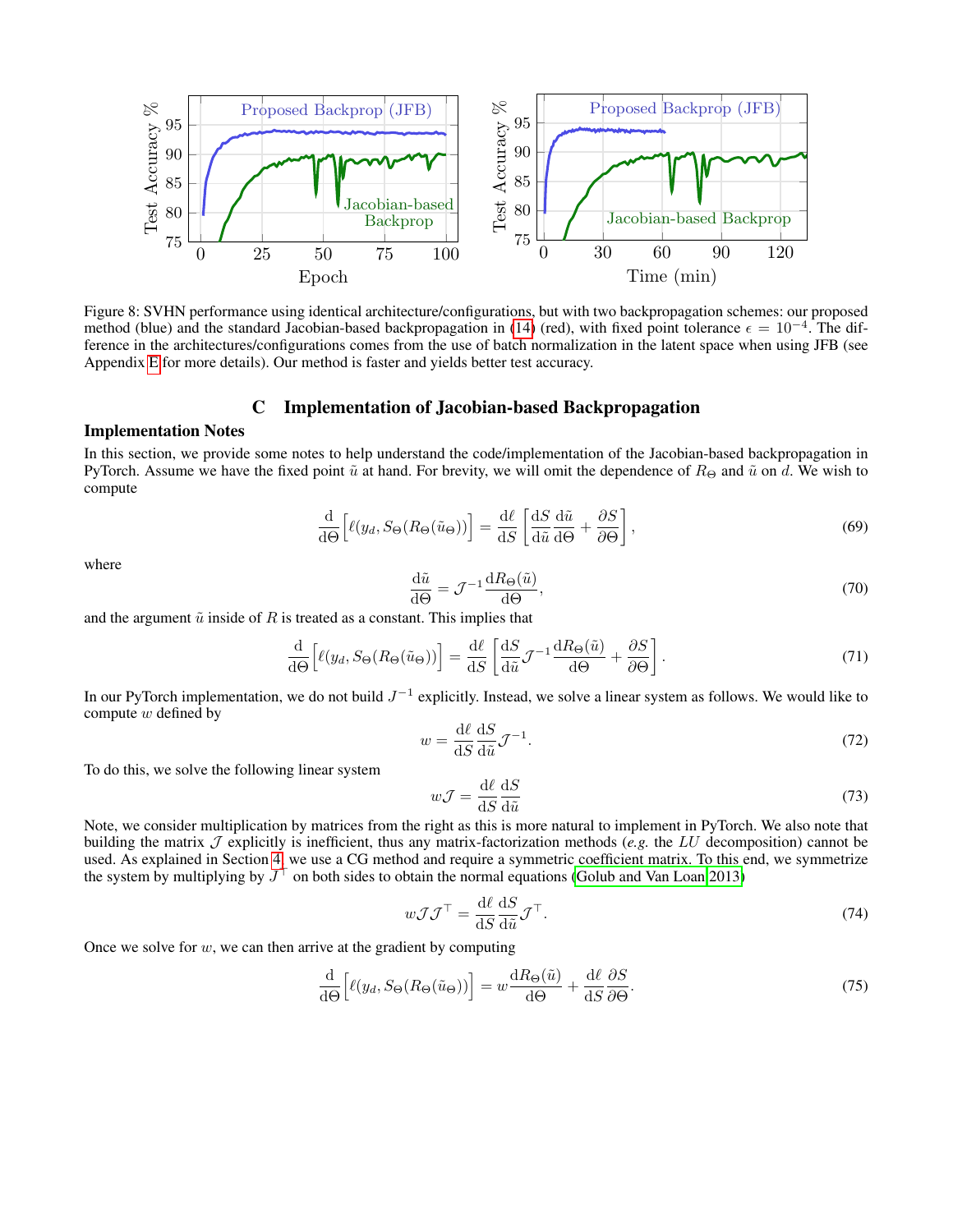Figure 8: SVHN performance using identical architecture/configurations, but with two backpropagation schemes: our proposed method (blue) and the standard Jacobian-based backpropagation in (14) (red), with fixed point tolerance $\epsilon = 10^{-4}$. The difference in the architectures/configurations comes from the use of batch normalization in the latent space when using JFB (see Appendix E for more details). Our method is faster and yields better test accuracy.

## C Implementation of Jacobian-based Backpropagation

### Implementation Notes

In this section, we provide some notes to help understand the code/implementation of the Jacobian-based backpropagation in PyTorch. Assume we have the fixed point $\tilde{u}$ at hand. For brevity, we will omit the dependence of $R_\Theta$ and $\tilde{u}$ on $d$. We wish to compute

$$\frac{\mathrm{d}}{\mathrm{d}\Theta}\Big[\ell(y_d, S_\Theta(R_\Theta(\tilde{u}_\Theta))\Big] = \frac{\mathrm{d}\ell}{\mathrm{d}S}\left[\frac{\mathrm{d}S}{\mathrm{d}\tilde{u}}\frac{\mathrm{d}\tilde{u}}{\mathrm{d}\Theta} + \frac{\partial S}{\partial \Theta}\right], \tag{69}$$

where

$$\frac{\mathrm{d}\tilde{u}}{\mathrm{d}\Theta} = \mathcal{J}^{-1}\frac{\mathrm{d}R_\Theta(\tilde{u})}{\mathrm{d}\Theta}, \tag{70}$$

and the argument $\tilde{u}$ inside of $R$ is treated as a constant. This implies that

$$\frac{\mathrm{d}}{\mathrm{d}\Theta}\Big[\ell(y_d, S_\Theta(R_\Theta(\tilde{u}_\Theta))\Big] = \frac{\mathrm{d}\ell}{\mathrm{d}S}\left[\frac{\mathrm{d}S}{\mathrm{d}\tilde{u}}\mathcal{J}^{-1}\frac{\mathrm{d}R_\Theta(\tilde{u})}{\mathrm{d}\Theta} + \frac{\partial S}{\partial \Theta}\right]. \tag{71}$$

In our PyTorch implementation, we do not build $J^{-1}$ explicitly. Instead, we solve a linear system as follows. We would like to compute $w$ defined by

$$w = \frac{\mathrm{d}\ell}{\mathrm{d}S}\frac{\mathrm{d}S}{\mathrm{d}\tilde{u}}\mathcal{J}^{-1}. \tag{72}$$

To do this, we solve the following linear system

$$w\mathcal{J} = \frac{\mathrm{d}\ell}{\mathrm{d}S}\frac{\mathrm{d}S}{\mathrm{d}\tilde{u}} \tag{73}$$

Note, we consider multiplication by matrices from the right as this is more natural to implement in PyTorch. We also note that building the matrix $\mathcal{J}$ explicitly is inefficient, thus any matrix-factorization methods (*e.g.* the $LU$ decomposition) cannot be used. As explained in Section 4, we use a CG method and require a symmetric coefficient matrix. To this end, we symmetrize the system by multiplying by $J^\top$ on both sides to obtain the normal equations (Golub and Van Loan 2013)

$$w\mathcal{J}\mathcal{J}^\top = \frac{\mathrm{d}\ell}{\mathrm{d}S}\frac{\mathrm{d}S}{\mathrm{d}\tilde{u}}\mathcal{J}^\top. \tag{74}$$

Once we solve for $w$, we can then arrive at the gradient by computing

$$\frac{\mathrm{d}}{\mathrm{d}\Theta}\Big[\ell(y_d, S_\Theta(R_\Theta(\tilde{u}_\Theta))\Big] = w\frac{\mathrm{d}R_\Theta(\tilde{u})}{\mathrm{d}\Theta} + \frac{\mathrm{d}\ell}{\mathrm{d}S}\frac{\partial S}{\partial \Theta}. \tag{75}$$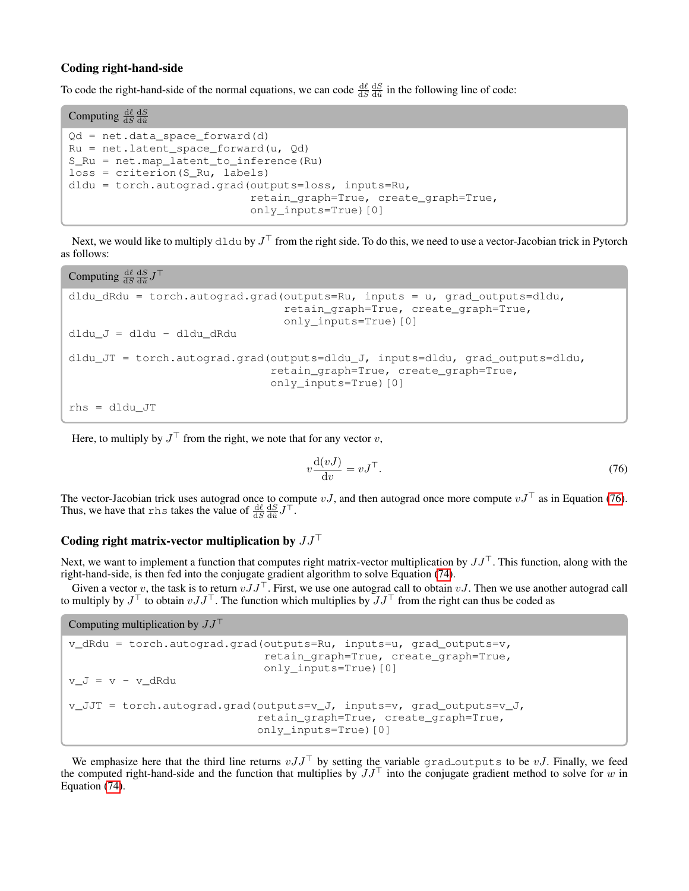### Coding right-hand-side

To code the right-hand-side of the normal equations, we can code $\frac{\mathrm{d}\ell}{\mathrm{d}S}\frac{\mathrm{d}S}{\mathrm{d}\tilde{u}}$ in the following line of code:

**Computing $\frac{\mathrm{d}\ell}{\mathrm{d}S}\frac{\mathrm{d}S}{\mathrm{d}\tilde{u}}$**

```
Qd = net.data_space_forward(d)
Ru = net.latent_space_forward(u, Qd)
S_Ru = net.map_latent_to_inference(Ru)
loss = criterion(S_Ru, labels)
dldu = torch.autograd.grad(outputs=loss, inputs=Ru,
                           retain_graph=True, create_graph=True,
                           only_inputs=True)[0]
```

Next, we would like to multiply `dldu` by $J^\top$ from the right side. To do this, we need to use a vector-Jacobian trick in Pytorch as follows:

**Computing $\frac{\mathrm{d}\ell}{\mathrm{d}S}\frac{\mathrm{d}S}{\mathrm{d}\tilde{u}}J^\top$**

```
dldu_dRdu = torch.autograd.grad(outputs=Ru, inputs = u, grad_outputs=dldu,
                                retain_graph=True, create_graph=True,
                                only_inputs=True)[0]
dldu_J = dldu - dldu_dRdu

dldu_JT = torch.autograd.grad(outputs=dldu_J, inputs=dldu, grad_outputs=dldu,
                              retain_graph=True, create_graph=True,
                              only_inputs=True)[0]

rhs = dldu_JT
```

Here, to multiply by $J^\top$ from the right, we note that for any vector $v$,

$$v\frac{\mathrm{d}(vJ)}{\mathrm{d}v} = vJ^\top. \tag{76}$$

The vector-Jacobian trick uses autograd once to compute $vJ$, and then autograd once more compute $vJ^\top$ as in Equation (76). Thus, we have that `rhs` takes the value of $\frac{\mathrm{d}\ell}{\mathrm{d}S}\frac{\mathrm{d}S}{\mathrm{d}\tilde{u}}J^\top$.

### Coding right matrix-vector multiplication by $JJ^\top$

Next, we want to implement a function that computes right matrix-vector multiplication by $JJ^\top$. This function, along with the right-hand-side, is then fed into the conjugate gradient algorithm to solve Equation (74).

Given a vector $v$, the task is to return $vJJ^\top$. First, we use one autograd call to obtain $vJ$. Then we use another autograd call to multiply by $J^\top$ to obtain $vJJ^\top$. The function which multiplies by $JJ^\top$ from the right can thus be coded as

**Computing multiplication by $JJ^\top$**

```
v_dRdu = torch.autograd.grad(outputs=Ru, inputs=u, grad_outputs=v,
                             retain_graph=True, create_graph=True,
                             only_inputs=True)[0]
v_J = v - v_dRdu

v_JJT = torch.autograd.grad(outputs=v_J, inputs=v, grad_outputs=v_J,
                            retain_graph=True, create_graph=True,
                            only_inputs=True)[0]
```

We emphasize here that the third line returns $vJJ^\top$ by setting the variable `grad_outputs` to be $vJ$. Finally, we feed the computed right-hand-side and the function that multiplies by $JJ^\top$ into the conjugate gradient method to solve for $w$ in Equation (74).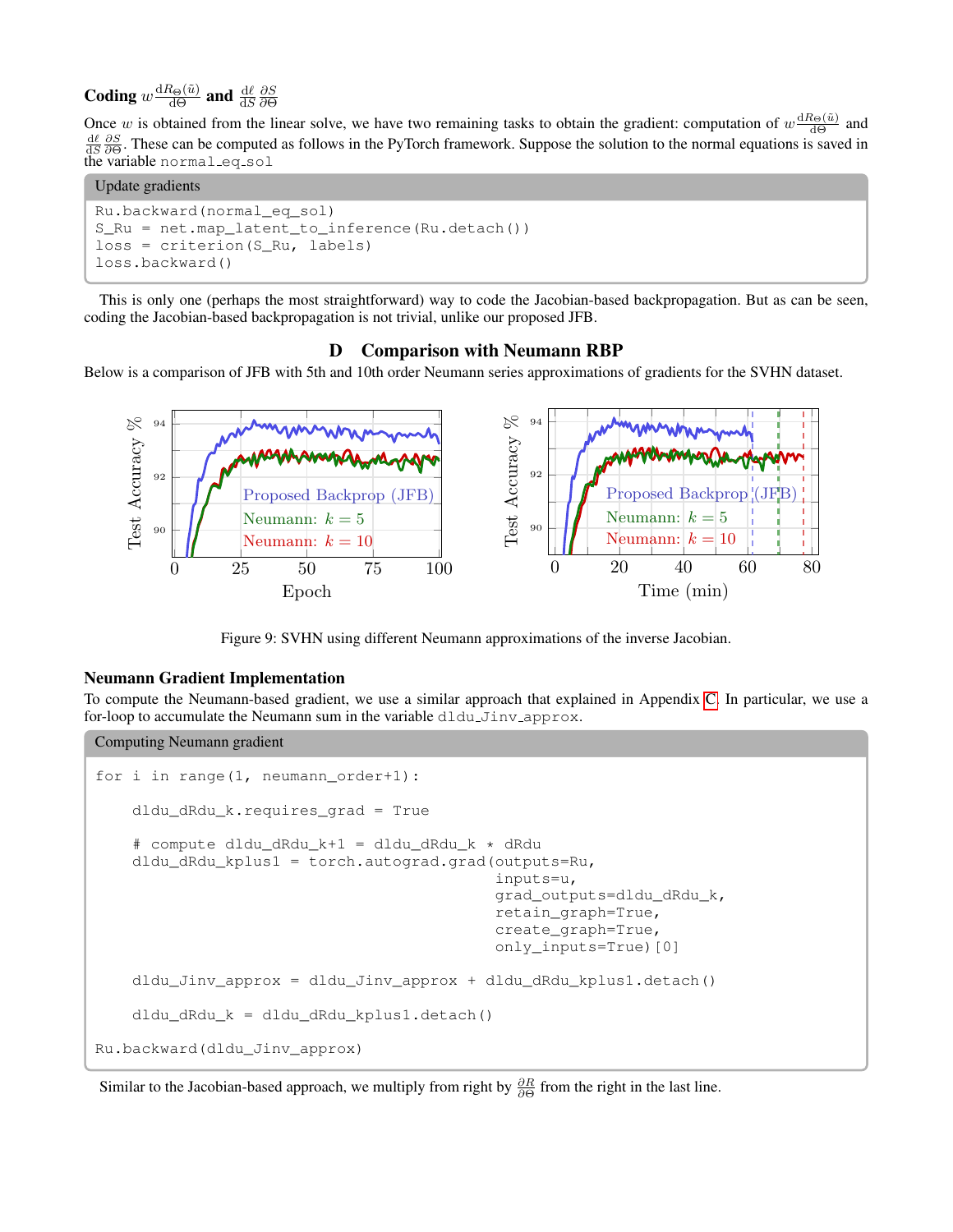### Coding $w \frac{\mathrm{d}R_\Theta(\tilde{u})}{\mathrm{d}\Theta}$ and $\frac{\mathrm{d}\ell}{\mathrm{d}S}\frac{\partial S}{\partial \Theta}$

Once $w$ is obtained from the linear solve, we have two remaining tasks to obtain the gradient: computation of $w \frac{\mathrm{d}R_\Theta(\tilde{u})}{\mathrm{d}\Theta}$ and $\frac{\mathrm{d}\ell}{\mathrm{d}S}\frac{\partial S}{\partial \Theta}$. These can be computed as follows in the PyTorch framework. Suppose the solution to the normal equations is saved in the variable `normal_eq_sol`

Update gradients

```
Ru.backward(normal_eq_sol)
S_Ru = net.map_latent_to_inference(Ru.detach())
loss = criterion(S_Ru, labels)
loss.backward()
```

This is only one (perhaps the most straightforward) way to code the Jacobian-based backpropagation. But as can be seen, coding the Jacobian-based backpropagation is not trivial, unlike our proposed JFB.

## D Comparison with Neumann RBP

Below is a comparison of JFB with 5th and 10th order Neumann series approximations of gradients for the SVHN dataset.

Figure 9: SVHN using different Neumann approximations of the inverse Jacobian.

### Neumann Gradient Implementation

To compute the Neumann-based gradient, we use a similar approach that explained in Appendix C. In particular, we use a for-loop to accumulate the Neumann sum in the variable `dldu_Jinv_approx`.

Computing Neumann gradient

```
for i in range(1, neumann_order+1):

    dldu_dRdu_k.requires_grad = True

    # compute dldu_dRdu_k+1 = dldu_dRdu_k * dRdu
    dldu_dRdu_kplus1 = torch.autograd.grad(outputs=Ru,
                                           inputs=u,
                                           grad_outputs=dldu_dRdu_k,
                                           retain_graph=True,
                                           create_graph=True,
                                           only_inputs=True)[0]

    dldu_Jinv_approx = dldu_Jinv_approx + dldu_dRdu_kplus1.detach()

    dldu_dRdu_k = dldu_dRdu_kplus1.detach()

Ru.backward(dldu_Jinv_approx)
```

Similar to the Jacobian-based approach, we multiply from right by $\frac{\partial R}{\partial \Theta}$ from the right in the last line.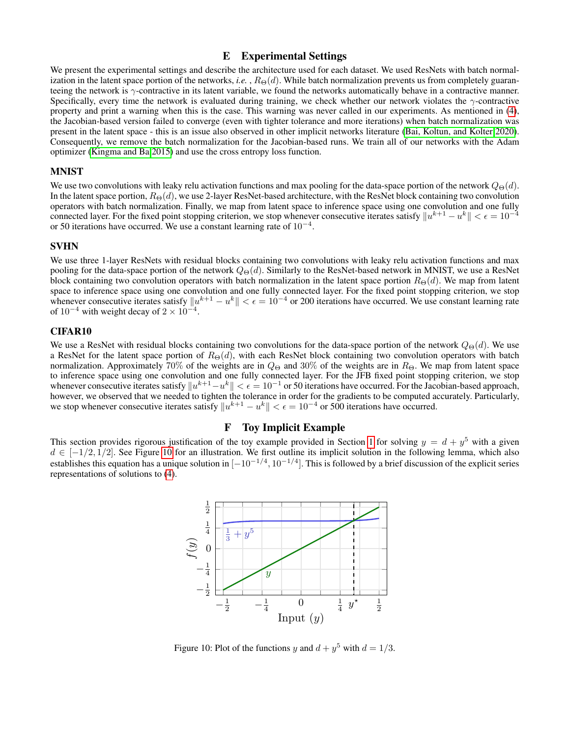# E Experimental Settings

We present the experimental settings and describe the architecture used for each dataset. We used ResNets with batch normalization in the latent space portion of the networks, *i.e.* , $R_\Theta(d)$. While batch normalization prevents us from completely guaranteeing the network is $\gamma$-contractive in its latent variable, we found the networks automatically behave in a contractive manner. Specifically, every time the network is evaluated during training, we check whether our network violates the $\gamma$-contractive property and print a warning when this is the case. This warning was never called in our experiments. As mentioned in (4), the Jacobian-based version failed to converge (even with tighter tolerance and more iterations) when batch normalization was present in the latent space - this is an issue also observed in other implicit networks literature (Bai, Koltun, and Kolter 2020). Consequently, we remove the batch normalization for the Jacobian-based runs. We train all of our networks with the Adam optimizer (Kingma and Ba 2015) and use the cross entropy loss function.

### MNIST

We use two convolutions with leaky relu activation functions and max pooling for the data-space portion of the network $Q_\Theta(d)$. In the latent space portion, $R_\Theta(d)$, we use 2-layer ResNet-based architecture, with the ResNet block containing two convolution operators with batch normalization. Finally, we map from latent space to inference space using one convolution and one fully connected layer. For the fixed point stopping criterion, we stop whenever consecutive iterates satisfy $\|u^{k+1} - u^k\| < \epsilon = 10^{-4}$ or 50 iterations have occurred. We use a constant learning rate of $10^{-4}$.

### SVHN

We use three 1-layer ResNets with residual blocks containing two convolutions with leaky relu activation functions and max pooling for the data-space portion of the network $Q_\Theta(d)$. Similarly to the ResNet-based network in MNIST, we use a ResNet block containing two convolution operators with batch normalization in the latent space portion $R_\Theta(d)$. We map from latent space to inference space using one convolution and one fully connected layer. For the fixed point stopping criterion, we stop whenever consecutive iterates satisfy $\|u^{k+1} - u^k\| < \epsilon = 10^{-4}$ or 200 iterations have occurred. We use constant learning rate of $10^{-4}$ with weight decay of $2 \times 10^{-4}$.

### CIFAR10

We use a ResNet with residual blocks containing two convolutions for the data-space portion of the network $Q_\Theta(d)$. We use a ResNet for the latent space portion of $R_\Theta(d)$, with each ResNet block containing two convolution operators with batch normalization. Approximately 70% of the weights are in $Q_\Theta$ and 30% of the weights are in $R_\Theta$. We map from latent space to inference space using one convolution and one fully connected layer. For the JFB fixed point stopping criterion, we stop whenever consecutive iterates satisfy $\|u^{k+1} - u^k\| < \epsilon = 10^{-1}$ or 50 iterations have occurred. For the Jacobian-based approach, however, we observed that we needed to tighten the tolerance in order for the gradients to be computed accurately. Particularly, we stop whenever consecutive iterates satisfy $\|u^{k+1} - u^k\| < \epsilon = 10^{-4}$ or 500 iterations have occurred.

# F Toy Implicit Example

This section provides rigorous justification of the toy example provided in Section 1 for solving $y = d + y^5$ with a given $d \in [-1/2, 1/2]$. See Figure 10 for an illustration. We first outline its implicit solution in the following lemma, which also establishes this equation has a unique solution in $[-10^{-1/4}, 10^{-1/4}]$. This is followed by a brief discussion of the explicit series representations of solutions to (4).

Figure 10: Plot of the functions $y$ and $d + y^5$ with $d = 1/3$.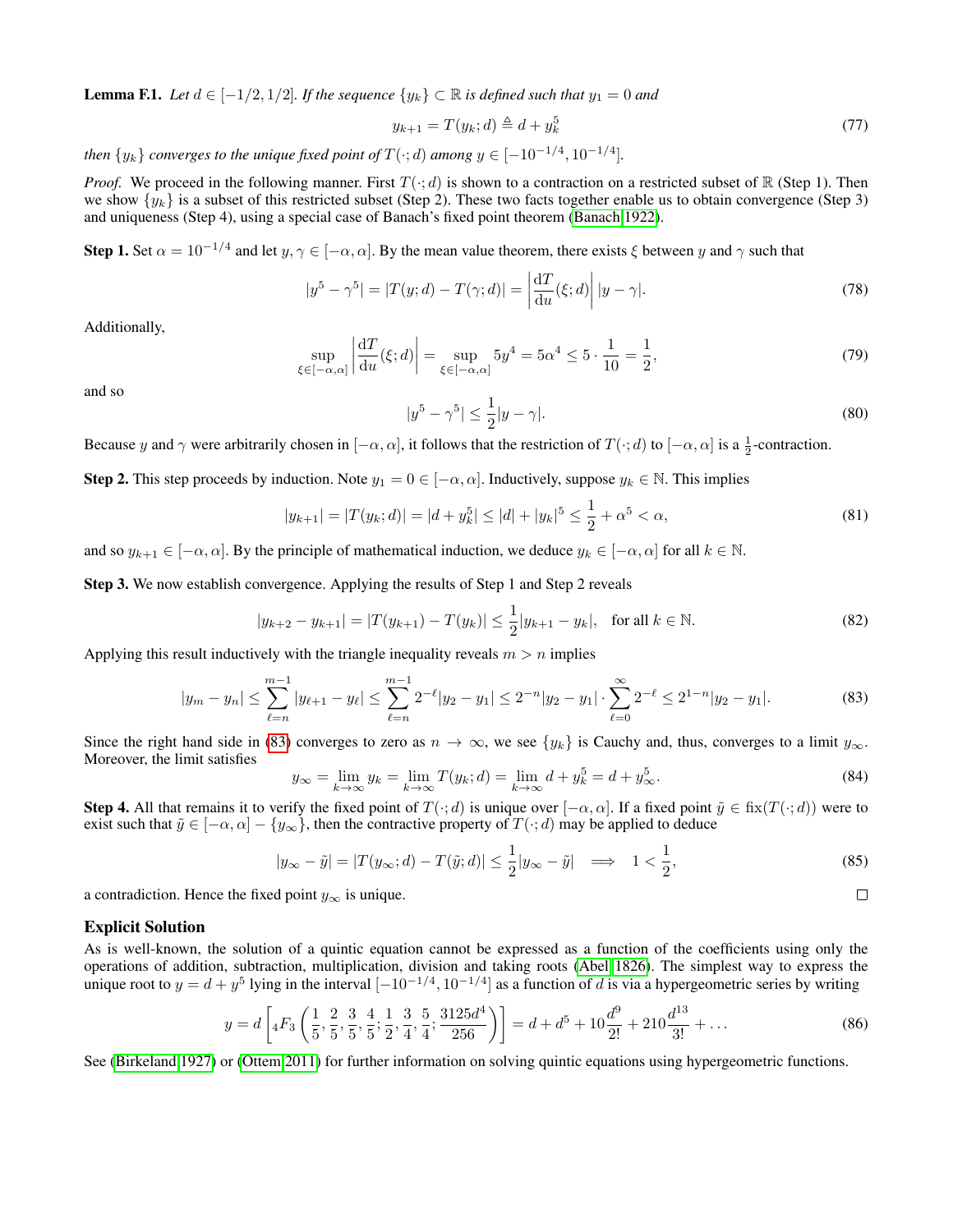**Lemma F.1.** *Let $d \in [-1/2, 1/2]$. If the sequence $\{y_k\} \subset \mathbb{R}$ is defined such that $y_1 = 0$ and*

$$y_{k+1} = T(y_k; d) \triangleq d + y_k^5 \tag{77}$$

*then $\{y_k\}$ converges to the unique fixed point of $T(\cdot; d)$ among $y \in [-10^{-1/4}, 10^{-1/4}]$.*

*Proof.* We proceed in the following manner. First $T(\cdot; d)$ is shown to a contraction on a restricted subset of $\mathbb{R}$ (Step 1). Then we show $\{y_k\}$ is a subset of this restricted subset (Step 2). These two facts together enable us to obtain convergence (Step 3) and uniqueness (Step 4), using a special case of Banach's fixed point theorem (Banach 1922).

**Step 1.** Set $\alpha = 10^{-1/4}$ and let $y, \gamma \in [-\alpha, \alpha]$. By the mean value theorem, there exists $\xi$ between $y$ and $\gamma$ such that

$$|y^5 - \gamma^5| = |T(y; d) - T(\gamma; d)| = \left|\frac{\mathrm{d}T}{\mathrm{d}u}(\xi; d)\right| |y - \gamma|. \tag{78}$$

Additionally,

$$\sup_{\xi \in [-\alpha, \alpha]} \left|\frac{\mathrm{d}T}{\mathrm{d}u}(\xi; d)\right| = \sup_{\xi \in [-\alpha, \alpha]} 5y^4 = 5\alpha^4 \leq 5 \cdot \frac{1}{10} = \frac{1}{2}, \tag{79}$$

and so

$$|y^5 - \gamma^5| \leq \frac{1}{2}|y - \gamma|. \tag{80}$$

Because $y$ and $\gamma$ were arbitrarily chosen in $[-\alpha, \alpha]$, it follows that the restriction of $T(\cdot; d)$ to $[-\alpha, \alpha]$ is a $\frac{1}{2}$-contraction.

**Step 2.** This step proceeds by induction. Note $y_1 = 0 \in [-\alpha, \alpha]$. Inductively, suppose $y_k \in \mathbb{N}$. This implies

$$|y_{k+1}| = |T(y_k; d)| = |d + y_k^5| \leq |d| + |y_k|^5 \leq \frac{1}{2} + \alpha^5 < \alpha, \tag{81}$$

and so $y_{k+1} \in [-\alpha, \alpha]$. By the principle of mathematical induction, we deduce $y_k \in [-\alpha, \alpha]$ for all $k \in \mathbb{N}$.

**Step 3.** We now establish convergence. Applying the results of Step 1 and Step 2 reveals

$$|y_{k+2} - y_{k+1}| = |T(y_{k+1}) - T(y_k)| \leq \frac{1}{2}|y_{k+1} - y_k|, \quad \text{for all } k \in \mathbb{N}. \tag{82}$$

Applying this result inductively with the triangle inequality reveals $m > n$ implies

$$|y_m - y_n| \leq \sum_{\ell=n}^{m-1} |y_{\ell+1} - y_\ell| \leq \sum_{\ell=n}^{m-1} 2^{-\ell}|y_2 - y_1| \leq 2^{-n}|y_2 - y_1| \cdot \sum_{\ell=0}^{\infty} 2^{-\ell} \leq 2^{1-n}|y_2 - y_1|. \tag{83}$$

Since the right hand side in (83) converges to zero as $n \to \infty$, we see $\{y_k\}$ is Cauchy and, thus, converges to a limit $y_\infty$. Moreover, the limit satisfies

$$y_\infty = \lim_{k\to\infty} y_k = \lim_{k\to\infty} T(y_k; d) = \lim_{k\to\infty} d + y_k^5 = d + y_\infty^5. \tag{84}$$

**Step 4.** All that remains it to verify the fixed point of $T(\cdot; d)$ is unique over $[-\alpha, \alpha]$. If a fixed point $\tilde{y} \in \mathrm{fix}(T(\cdot; d))$ were to exist such that $\tilde{y} \in [-\alpha, \alpha] - \{y_\infty\}$, then the contractive property of $T(\cdot; d)$ may be applied to deduce

$$|y_\infty - \tilde{y}| = |T(y_\infty; d) - T(\tilde{y}; d)| \leq \frac{1}{2}|y_\infty - \tilde{y}| \quad \Longrightarrow \quad 1 < \frac{1}{2}, \tag{85}$$

a contradiction. Hence the fixed point $y_\infty$ is unique. □

## Explicit Solution

As is well-known, the solution of a quintic equation cannot be expressed as a function of the coefficients using only the operations of addition, subtraction, multiplication, division and taking roots (Abel 1826). The simplest way to express the unique root to $y = d + y^5$ lying in the interval $[-10^{-1/4}, 10^{-1/4}]$ as a function of $d$ is via a hypergeometric series by writing

$$y = d\left[{}_4F_3\left(\frac{1}{5}, \frac{2}{5}, \frac{3}{5}, \frac{4}{5}; \frac{1}{2}, \frac{3}{4}, \frac{5}{4}; \frac{3125d^4}{256}\right)\right] = d + d^5 + 10\frac{d^9}{2!} + 210\frac{d^{13}}{3!} + \ldots \tag{86}$$

See (Birkeland 1927) or (Ottem 2011) for further information on solving quintic equations using hypergeometric functions.